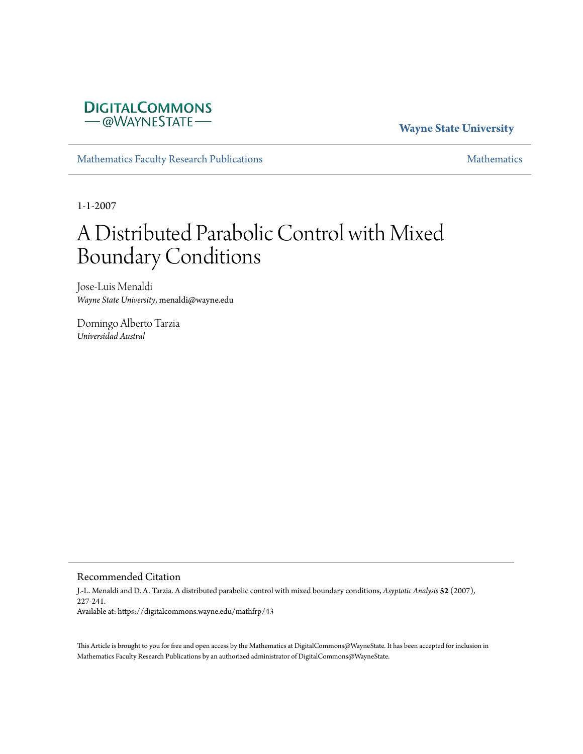DigitalCommons @WayneState

**Wayne State University**

Mathematics Faculty Research Publications

Mathematics

1-1-2007

# A Distributed Parabolic Control with Mixed Boundary Conditions

Jose-Luis Menaldi
*Wayne State University*, menaldi@wayne.edu

Domingo Alberto Tarzia
*Universidad Austral*

## Recommended Citation

J.-L. Menaldi and D. A. Tarzia. A distributed parabolic control with mixed boundary conditions, *Asyptotic Analysis* **52** (2007), 227-241.
Available at: https://digitalcommons.wayne.edu/mathfrp/43

This Article is brought to you for free and open access by the Mathematics at DigitalCommons@WayneState. It has been accepted for inclusion in Mathematics Faculty Research Publications by an authorized administrator of DigitalCommons@WayneState.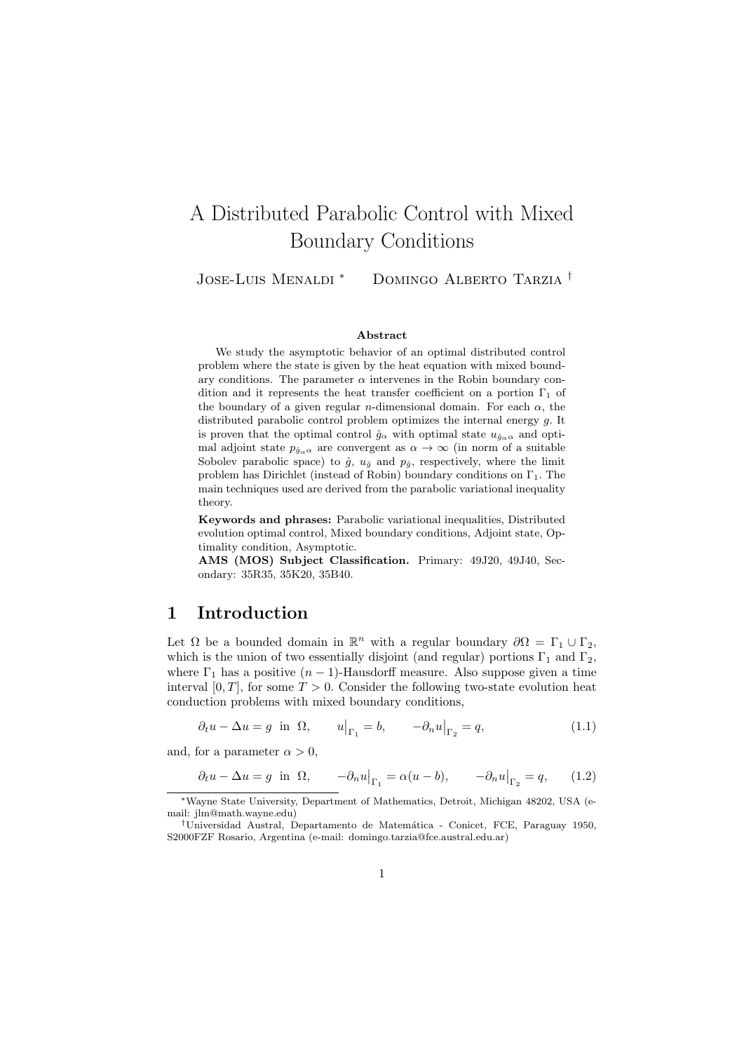# A Distributed Parabolic Control with Mixed Boundary Conditions

Jose-Luis Menaldi [*] Domingo Alberto Tarzia [†]

### Abstract

We study the asymptotic behavior of an optimal distributed control problem where the state is given by the heat equation with mixed boundary conditions. The parameter $\alpha$ intervenes in the Robin boundary condition and it represents the heat transfer coefficient on a portion $\Gamma_1$ of the boundary of a given regular $n$-dimensional domain. For each $\alpha$, the distributed parabolic control problem optimizes the internal energy $g$. It is proven that the optimal control $\hat{g}_\alpha$ with optimal state $u_{\hat{g}_\alpha \alpha}$ and optimal adjoint state $p_{\hat{g}_\alpha \alpha}$ are convergent as $\alpha \to \infty$ (in norm of a suitable Sobolev parabolic space) to $\hat{g}$, $u_{\hat{g}}$ and $p_{\hat{g}}$, respectively, where the limit problem has Dirichlet (instead of Robin) boundary conditions on $\Gamma_1$. The main techniques used are derived from the parabolic variational inequality theory.

**Keywords and phrases:** Parabolic variational inequalities, Distributed evolution optimal control, Mixed boundary conditions, Adjoint state, Optimality condition, Asymptotic.

**AMS (MOS) Subject Classification.** Primary: 49J20, 49J40, Secondary: 35R35, 35K20, 35B40.

## 1 Introduction

Let $\Omega$ be a bounded domain in $\mathbb{R}^n$ with a regular boundary $\partial\Omega = \Gamma_1 \cup \Gamma_2$, which is the union of two essentially disjoint (and regular) portions $\Gamma_1$ and $\Gamma_2$, where $\Gamma_1$ has a positive $(n-1)$-Hausdorff measure. Also suppose given a time interval $[0, T]$, for some $T > 0$. Consider the following two-state evolution heat conduction problems with mixed boundary conditions,

$$\partial_t u - \Delta u = g \ \text{ in } \ \Omega, \qquad u\big|_{\Gamma_1} = b, \qquad -\partial_n u\big|_{\Gamma_2} = q, \tag{1.1}$$

and, for a parameter $\alpha > 0$,

$$\partial_t u - \Delta u = g \ \text{ in } \ \Omega, \qquad -\partial_n u\big|_{\Gamma_1} = \alpha(u - b), \qquad -\partial_n u\big|_{\Gamma_2} = q, \tag{1.2}$$

---

[*] Wayne State University, Department of Mathematics, Detroit, Michigan 48202, USA (e-mail: jlm@math.wayne.edu)

[†] Universidad Austral, Departamento de Matemática - Conicet, FCE, Paraguay 1950, S2000FZF Rosario, Argentina (e-mail: domingo.tarzia@fce.austral.edu.ar)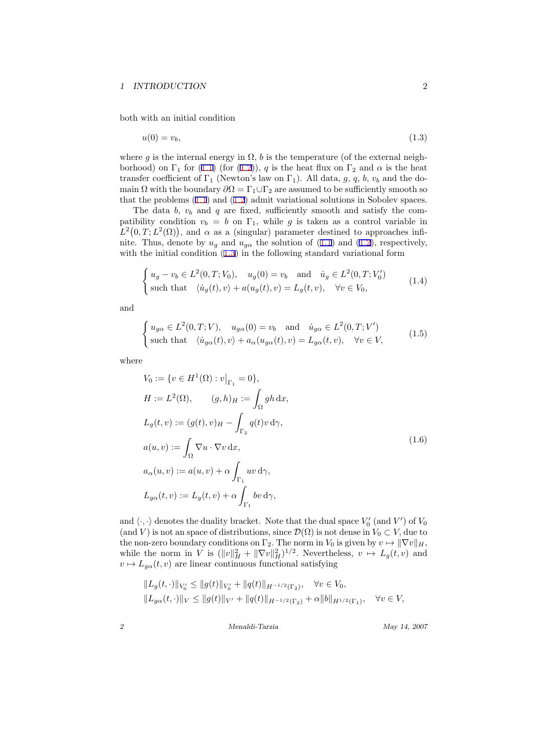both with an initial condition

$$u(0) = v_b, \tag{1.3}$$

where $g$ is the internal energy in $\Omega$, $b$ is the temperature (of the external neighborhood) on $\Gamma_1$ for (1.1) (for (1.2)), $q$ is the heat flux on $\Gamma_2$ and $\alpha$ is the heat transfer coefficient of $\Gamma_1$ (Newton's law on $\Gamma_1$). All data, $g$, $q$, $b$, $v_b$ and the domain $\Omega$ with the boundary $\partial\Omega = \Gamma_1 \cup \Gamma_2$ are assumed to be sufficiently smooth so that the problems (1.1) and (1.2) admit variational solutions in Sobolev spaces.

The data $b$, $v_b$ and $q$ are fixed, sufficiently smooth and satisfy the compatibility condition $v_b = b$ on $\Gamma_1$, while $g$ is taken as a control variable in $L^2\big(0,T;L^2(\Omega)\big)$, and $\alpha$ as a (singular) parameter destined to approaches infinite. Thus, denote by $u_g$ and $u_{g\alpha}$ the solution of (1.1) and (1.2), respectively, with the initial condition (1.3) in the following standard variational form

$$\begin{cases} u_g - v_b \in L^2(0,T;V_0), \quad u_g(0) = v_b \quad \text{and} \quad \dot{u}_g \in L^2(0,T;V_0') \\ \text{such that} \quad \langle \dot{u}_g(t), v\rangle + a(u_g(t),v) = L_g(t,v), \quad \forall v \in V_0, \end{cases} \tag{1.4}$$

and

$$\begin{cases} u_{g\alpha} \in L^2(0,T;V), \quad u_{g\alpha}(0) = v_b \quad \text{and} \quad \dot{u}_{g\alpha} \in L^2(0,T;V') \\ \text{such that} \quad \langle \dot{u}_{g\alpha}(t), v\rangle + a_\alpha(u_{g\alpha}(t),v) = L_{g\alpha}(t,v), \quad \forall v \in V, \end{cases} \tag{1.5}$$

where

$$\begin{aligned} & V_0 := \{v \in H^1(\Omega) : v\big|_{\Gamma_1} = 0\}, \\ & H := L^2(\Omega), \qquad (g,h)_H := \int_\Omega gh \,\mathrm{d}x, \\ & L_g(t,v) := (g(t),v)_H - \int_{\Gamma_2} q(t) v \,\mathrm{d}\gamma, \\ & a(u,v) := \int_\Omega \nabla u \cdot \nabla v \,\mathrm{d}x, \\ & a_\alpha(u,v) := a(u,v) + \alpha \int_{\Gamma_1} uv \,\mathrm{d}\gamma, \\ & L_{g\alpha}(t,v) := L_g(t,v) + \alpha \int_{\Gamma_1} bv \,\mathrm{d}\gamma, \end{aligned} \tag{1.6}$$

and $\langle\cdot,\cdot\rangle$ denotes the duality bracket. Note that the dual space $V_0'$ (and $V'$) of $V_0$ (and $V$) is not an space of distributions, since $\mathcal{D}(\Omega)$ is not dense in $V_0 \subset V$, due to the non-zero boundary conditions on $\Gamma_2$. The norm in $V_0$ is given by $v \mapsto \|\nabla v\|_H$, while the norm in $V$ is $(\|v\|_H^2 + \|\nabla v\|_H^2)^{1/2}$. Nevertheless, $v \mapsto L_g(t,v)$ and $v \mapsto L_{g\alpha}(t,v)$ are linear continuous functional satisfying

$$\begin{aligned} & \|L_g(t,\cdot)\|_{V_0'} \leq \|g(t)\|_{V_0'} + \|q(t)\|_{H^{-1/2}(\Gamma_2)}, \quad \forall v \in V_0, \\ & \|L_{g\alpha}(t,\cdot)\|_{V} \leq \|g(t)\|_{V'} + \|q(t)\|_{H^{-1/2}(\Gamma_2)} + \alpha\|b\|_{H^{1/2}(\Gamma_1)}, \quad \forall v \in V, \end{aligned}$$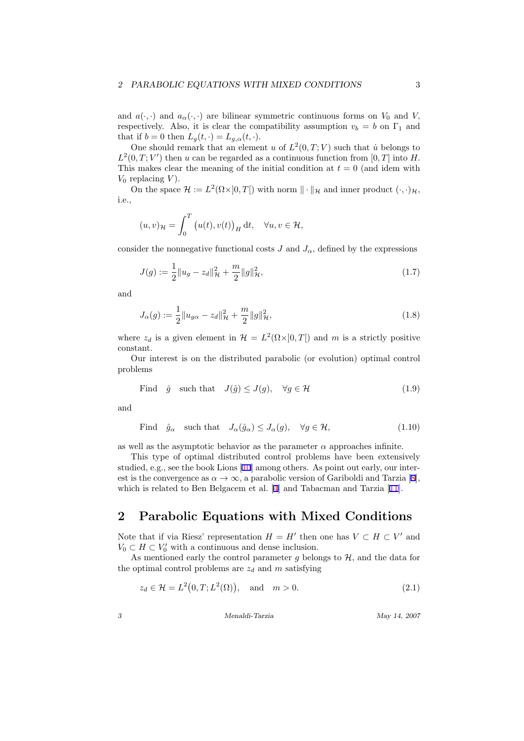and $a(\cdot,\cdot)$ and $a_\alpha(\cdot,\cdot)$ are bilinear symmetric continuous forms on $V_0$ and $V$, respectively. Also, it is clear the compatibility assumption $v_b = b$ on $\Gamma_1$ and that if $b = 0$ then $L_g(t,\cdot) = L_{g,\alpha}(t,\cdot)$.

One should remark that an element $u$ of $L^2(0,T;V)$ such that $\dot{u}$ belongs to $L^2(0,T;V')$ then $u$ can be regarded as a continuous function from $[0,T]$ into $H$. This makes clear the meaning of the initial condition at $t = 0$ (and idem with $V_0$ replacing $V$).

On the space $\mathcal{H} := L^2(\Omega\times]0,T[)$ with norm $\|\cdot\|_{\mathcal{H}}$ and inner product $(\cdot,\cdot)_{\mathcal{H}}$, i.e.,

$$(u,v)_{\mathcal{H}} = \int_0^T \big(u(t),v(t)\big)_H \,\mathrm{d}t, \quad \forall u,v \in \mathcal{H},$$

consider the nonnegative functional costs $J$ and $J_\alpha$, defined by the expressions

$$J(g) := \frac{1}{2}\|u_g - z_d\|^2_{\mathcal{H}} + \frac{m}{2}\|g\|^2_{\mathcal{H}}, \tag{1.7}$$

and

$$J_\alpha(g) := \frac{1}{2}\|u_{g\alpha} - z_d\|^2_{\mathcal{H}} + \frac{m}{2}\|g\|^2_{\mathcal{H}}, \tag{1.8}$$

where $z_d$ is a given element in $\mathcal{H} = L^2(\Omega\times]0,T[)$ and $m$ is a strictly positive constant.

Our interest is on the distributed parabolic (or evolution) optimal control problems

$$\text{Find} \quad \hat{g} \quad \text{such that} \quad J(\hat{g}) \le J(g), \quad \forall g \in \mathcal{H} \tag{1.9}$$

and

$$\text{Find} \quad \hat{g}_\alpha \quad \text{such that} \quad J_\alpha(\hat{g}_\alpha) \le J_\alpha(g), \quad \forall g \in \mathcal{H}, \tag{1.10}$$

as well as the asymptotic behavior as the parameter $\alpha$ approaches infinite.

This type of optimal distributed control problems have been extensively studied, e.g., see the book Lions [10] among others. As point out early, our interest is the convergence as $\alpha \to \infty$, a parabolic version of Gariboldi and Tarzia [8], which is related to Ben Belgacem et al. [2] and Tabacman and Tarzia [11].

## 2 Parabolic Equations with Mixed Conditions

Note that if via Riesz' representation $H = H'$ then one has $V \subset H \subset V'$ and $V_0 \subset H \subset V_0'$ with a continuous and dense inclusion.

As mentioned early the control parameter $g$ belongs to $\mathcal{H}$, and the data for the optimal control problems are $z_d$ and $m$ satisfying

$$z_d \in \mathcal{H} = L^2\big(0,T;L^2(\Omega)\big), \quad \text{and} \quad m > 0. \tag{2.1}$$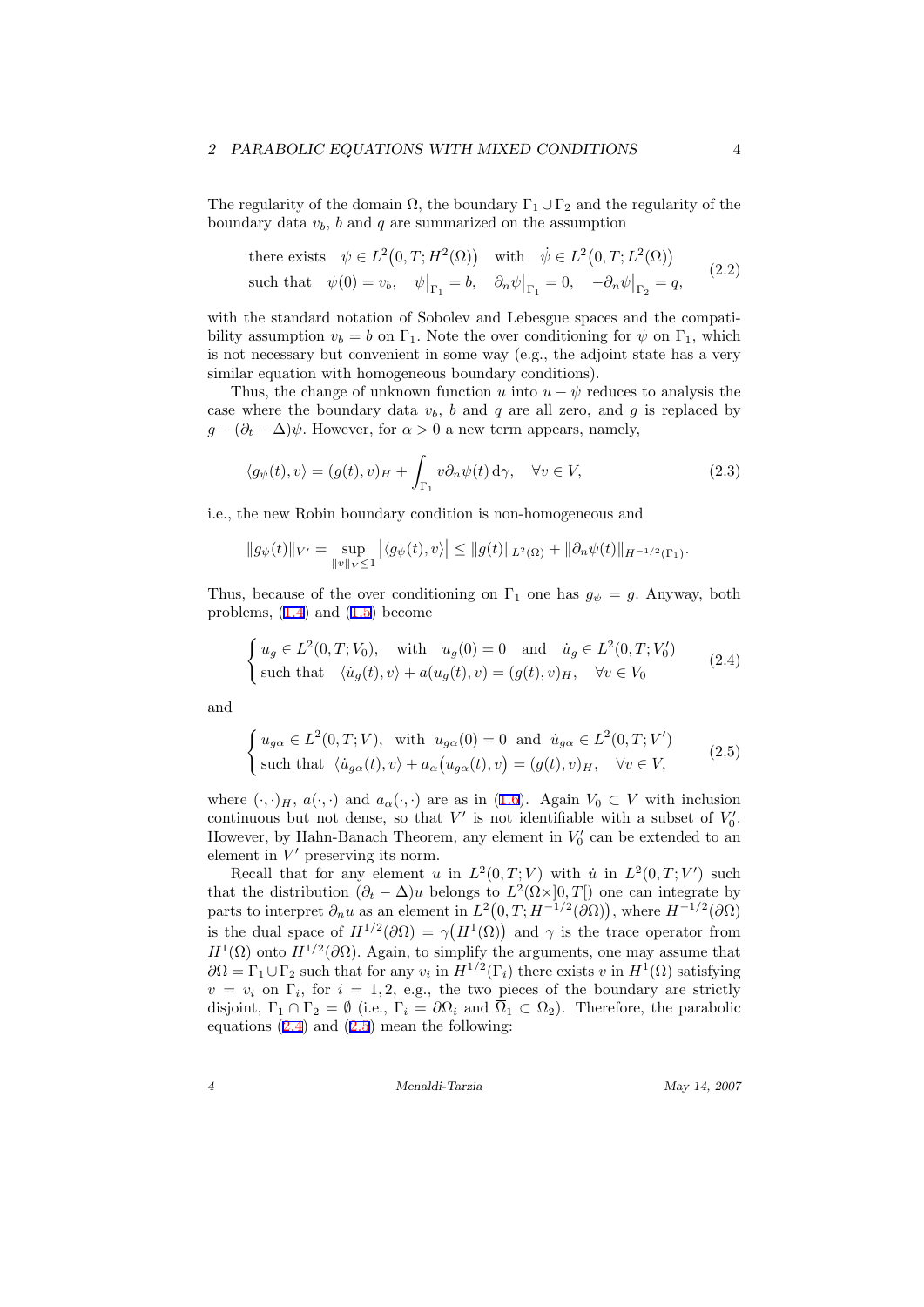The regularity of the domain $\Omega$, the boundary $\Gamma_1 \cup \Gamma_2$ and the regularity of the boundary data $v_b$, $b$ and $q$ are summarized on the assumption

$$
\begin{aligned}
&\text{there exists} \quad \psi \in L^2\big(0,T;H^2(\Omega)\big) \quad \text{with} \quad \dot\psi \in L^2\big(0,T;L^2(\Omega)\big) \\
&\text{such that} \quad \psi(0) = v_b, \quad \psi\big|_{\Gamma_1} = b, \quad \partial_n \psi\big|_{\Gamma_1} = 0, \quad -\partial_n \psi\big|_{\Gamma_2} = q,
\end{aligned}
\tag{2.2}
$$

with the standard notation of Sobolev and Lebesgue spaces and the compatibility assumption $v_b = b$ on $\Gamma_1$. Note the over conditioning for $\psi$ on $\Gamma_1$, which is not necessary but convenient in some way (e.g., the adjoint state has a very similar equation with homogeneous boundary conditions).

Thus, the change of unknown function $u$ into $u - \psi$ reduces to analysis the case where the boundary data $v_b$, $b$ and $q$ are all zero, and $g$ is replaced by $g - (\partial_t - \Delta)\psi$. However, for $\alpha > 0$ a new term appears, namely,

$$
\langle g_\psi(t), v\rangle = (g(t), v)_H + \int_{\Gamma_1} v \partial_n \psi(t)\, \mathrm{d}\gamma, \quad \forall v \in V, \tag{2.3}
$$

i.e., the new Robin boundary condition is non-homogeneous and

$$
\|g_\psi(t)\|_{V'} = \sup_{\|v\|_V \le 1} \big|\langle g_\psi(t), v\rangle\big| \le \|g(t)\|_{L^2(\Omega)} + \|\partial_n \psi(t)\|_{H^{-1/2}(\Gamma_1)}.
$$

Thus, because of the over conditioning on $\Gamma_1$ one has $g_\psi = g$. Anyway, both problems, (1.4) and (1.5) become

$$
\begin{cases}
u_g \in L^2(0,T;V_0), \quad \text{with} \quad u_g(0) = 0 \quad \text{and} \quad \dot u_g \in L^2(0,T;V_0') \\
\text{such that} \quad \langle \dot u_g(t), v\rangle + a(u_g(t), v) = (g(t), v)_H, \quad \forall v \in V_0
\end{cases}
\tag{2.4}
$$

and

$$
\begin{cases}
u_{g\alpha} \in L^2(0,T;V), \ \text{ with } \ u_{g\alpha}(0) = 0 \ \text{ and } \ \dot u_{g\alpha} \in L^2(0,T;V') \\
\text{such that } \ \langle \dot u_{g\alpha}(t), v\rangle + a_\alpha\big(u_{g\alpha}(t), v\big) = (g(t), v)_H, \quad \forall v \in V,
\end{cases}
\tag{2.5}
$$

where $(\cdot,\cdot)_H$, $a(\cdot,\cdot)$ and $a_\alpha(\cdot,\cdot)$ are as in (1.6). Again $V_0 \subset V$ with inclusion continuous but not dense, so that $V'$ is not identifiable with a subset of $V_0'$. However, by Hahn-Banach Theorem, any element in $V_0'$ can be extended to an element in $V'$ preserving its norm.

Recall that for any element $u$ in $L^2(0,T;V)$ with $\dot u$ in $L^2(0,T;V')$ such that the distribution $(\partial_t - \Delta)u$ belongs to $L^2(\Omega \times ]0,T[)$ one can integrate by parts to interpret $\partial_n u$ as an element in $L^2\big(0,T;H^{-1/2}(\partial\Omega)\big)$, where $H^{-1/2}(\partial\Omega)$ is the dual space of $H^{1/2}(\partial\Omega) = \gamma\big(H^1(\Omega)\big)$ and $\gamma$ is the trace operator from $H^1(\Omega)$ onto $H^{1/2}(\partial\Omega)$. Again, to simplify the arguments, one may assume that $\partial\Omega = \Gamma_1 \cup \Gamma_2$ such that for any $v_i$ in $H^{1/2}(\Gamma_i)$ there exists $v$ in $H^1(\Omega)$ satisfying $v = v_i$ on $\Gamma_i$, for $i = 1, 2$, e.g., the two pieces of the boundary are strictly disjoint, $\Gamma_1 \cap \Gamma_2 = \emptyset$ (i.e., $\Gamma_i = \partial\Omega_i$ and $\overline{\Omega}_1 \subset \Omega_2$). Therefore, the parabolic equations (2.4) and (2.5) mean the following: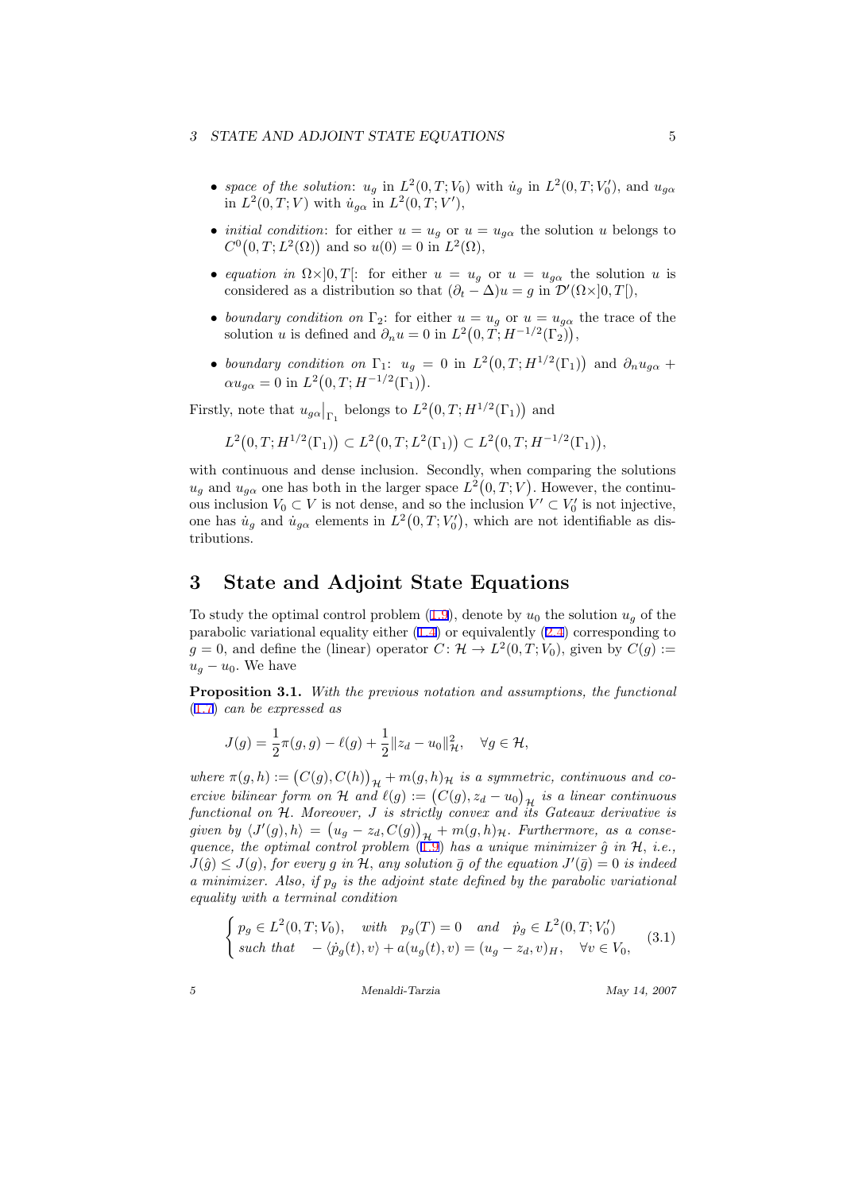- *space of the solution*: $u_g$ in $L^2(0,T;V_0)$ with $\dot u_g$ in $L^2(0,T;V_0')$, and $u_{g\alpha}$ in $L^2(0,T;V)$ with $\dot u_{g\alpha}$ in $L^2(0,T;V')$,
- *initial condition*: for either $u = u_g$ or $u = u_{g\alpha}$ the solution $u$ belongs to $C^0\big(0,T;L^2(\Omega)\big)$ and so $u(0) = 0$ in $L^2(\Omega)$,
- *equation in* $\Omega\times]0,T[$: for either $u = u_g$ or $u = u_{g\alpha}$ the solution $u$ is considered as a distribution so that $(\partial_t - \Delta)u = g$ in $\mathcal{D}'(\Omega\times]0,T[)$,
- *boundary condition on* $\Gamma_2$: for either $u = u_g$ or $u = u_{g\alpha}$ the trace of the solution $u$ is defined and $\partial_n u = 0$ in $L^2\big(0,T;H^{-1/2}(\Gamma_2)\big)$,
- *boundary condition on* $\Gamma_1$: $u_g = 0$ in $L^2\big(0,T;H^{1/2}(\Gamma_1)\big)$ and $\partial_n u_{g\alpha} + \alpha u_{g\alpha} = 0$ in $L^2\big(0,T;H^{-1/2}(\Gamma_1)\big)$.

Firstly, note that $u_{g\alpha}\big|_{\Gamma_1}$ belongs to $L^2\big(0,T;H^{1/2}(\Gamma_1)\big)$ and

$$L^2\big(0,T;H^{1/2}(\Gamma_1)\big) \subset L^2\big(0,T;L^2(\Gamma_1)\big) \subset L^2\big(0,T;H^{-1/2}(\Gamma_1)\big),$$

with continuous and dense inclusion. Secondly, when comparing the solutions $u_g$ and $u_{g\alpha}$ one has both in the larger space $L^2\big(0,T;V\big)$. However, the continuous inclusion $V_0 \subset V$ is not dense, and so the inclusion $V' \subset V_0'$ is not injective, one has $\dot u_g$ and $\dot u_{g\alpha}$ elements in $L^2\big(0,T;V_0'\big)$, which are not identifiable as distributions.

# 3 State and Adjoint State Equations

To study the optimal control problem (1.9), denote by $u_0$ the solution $u_g$ of the parabolic variational equality either (1.4) or equivalently (2.4) corresponding to $g = 0$, and define the (linear) operator $C\colon \mathcal{H} \to L^2(0,T;V_0)$, given by $C(g) := u_g - u_0$. We have

**Proposition 3.1.** *With the previous notation and assumptions, the functional* (1.7) *can be expressed as*

$$J(g) = \frac{1}{2}\pi(g,g) - \ell(g) + \frac{1}{2}\|z_d - u_0\|^2_{\mathcal{H}}, \quad \forall g \in \mathcal{H},$$

*where* $\pi(g,h) := \big(C(g),C(h)\big)_{\mathcal{H}} + m(g,h)_{\mathcal{H}}$ *is a symmetric, continuous and coercive bilinear form on* $\mathcal{H}$ *and* $\ell(g) := \big(C(g), z_d - u_0\big)_{\mathcal{H}}$ *is a linear continuous functional on* $\mathcal{H}$. *Moreover,* $J$ *is strictly convex and its Gateaux derivative is given by* $\langle J'(g),h\rangle = \big(u_g - z_d, C(g)\big)_{\mathcal{H}} + m(g,h)_{\mathcal{H}}$. *Furthermore, as a consequence, the optimal control problem* (1.9) *has a unique minimizer* $\hat g$ *in* $\mathcal{H}$, *i.e.,* $J(\hat g) \leq J(g)$, *for every* $g$ *in* $\mathcal{H}$, *any solution* $\bar g$ *of the equation* $J'(\bar g) = 0$ *is indeed a minimizer. Also, if* $p_g$ *is the adjoint state defined by the parabolic variational equality with a terminal condition*

$$\begin{cases} p_g \in L^2(0,T;V_0), \quad \text{with} \quad p_g(T) = 0 \quad \text{and} \quad \dot p_g \in L^2(0,T;V_0') \\ \text{such that} \quad -\langle \dot p_g(t), v\rangle + a(u_g(t),v) = (u_g - z_d, v)_H, \quad \forall v \in V_0, \end{cases} \tag{3.1}$$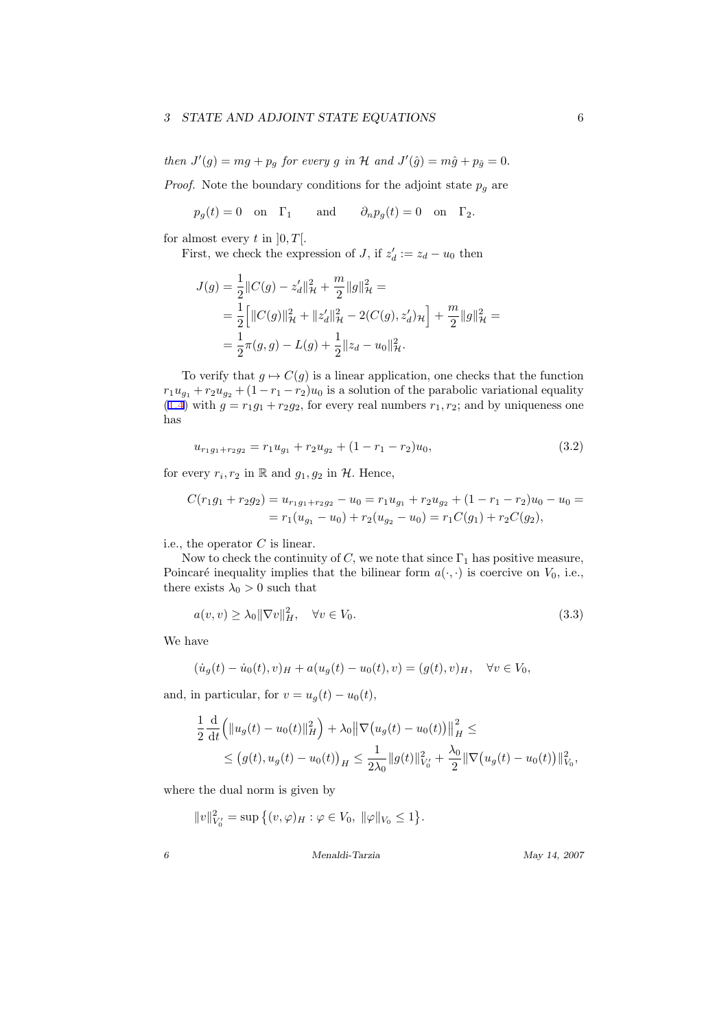*then* $J'(g) = mg + p_g$ *for every* $g$ *in* $\mathcal{H}$ *and* $J'(\hat{g}) = m\hat{g} + p_{\hat{g}} = 0$.

*Proof.* Note the boundary conditions for the adjoint state $p_g$ are

$$p_g(t) = 0 \quad \text{on} \quad \Gamma_1 \qquad \text{and} \qquad \partial_n p_g(t) = 0 \quad \text{on} \quad \Gamma_2.$$

for almost every $t$ in $]0, T[$.

First, we check the expression of $J$, if $z_d' := z_d - u_0$ then

$$\begin{aligned}
J(g) &= \frac{1}{2}\|C(g) - z_d'\|_{\mathcal{H}}^2 + \frac{m}{2}\|g\|_{\mathcal{H}}^2 = \\
&= \frac{1}{2}\Big[\|C(g)\|_{\mathcal{H}}^2 + \|z_d'\|_{\mathcal{H}}^2 - 2(C(g), z_d')_{\mathcal{H}}\Big] + \frac{m}{2}\|g\|_{\mathcal{H}}^2 = \\
&= \frac{1}{2}\pi(g, g) - L(g) + \frac{1}{2}\|z_d - u_0\|_{\mathcal{H}}^2.
\end{aligned}$$

To verify that $g \mapsto C(g)$ is a linear application, one checks that the function $r_1 u_{g_1} + r_2 u_{g_2} + (1 - r_1 - r_2)u_0$ is a solution of the parabolic variational equality (1.4) with $g = r_1 g_1 + r_2 g_2$, for every real numbers $r_1, r_2$; and by uniqueness one has

$$u_{r_1 g_1 + r_2 g_2} = r_1 u_{g_1} + r_2 u_{g_2} + (1 - r_1 - r_2)u_0, \tag{3.2}$$

for every $r_i, r_2$ in $\mathbb{R}$ and $g_1, g_2$ in $\mathcal{H}$. Hence,

$$\begin{aligned}
C(r_1 g_1 + r_2 g_2) &= u_{r_1 g_1 + r_2 g_2} - u_0 = r_1 u_{g_1} + r_2 u_{g_2} + (1 - r_1 - r_2)u_0 - u_0 = \\
&= r_1(u_{g_1} - u_0) + r_2(u_{g_2} - u_0) = r_1 C(g_1) + r_2 C(g_2),
\end{aligned}$$

i.e., the operator $C$ is linear.

Now to check the continuity of $C$, we note that since $\Gamma_1$ has positive measure, Poincaré inequality implies that the bilinear form $a(\cdot, \cdot)$ is coercive on $V_0$, i.e., there exists $\lambda_0 > 0$ such that

$$a(v, v) \geq \lambda_0 \|\nabla v\|_H^2, \quad \forall v \in V_0. \tag{3.3}$$

We have

$$(\dot{u}_g(t) - \dot{u}_0(t), v)_H + a(u_g(t) - u_0(t), v) = (g(t), v)_H, \quad \forall v \in V_0,$$

and, in particular, for $v = u_g(t) - u_0(t)$,

$$\begin{aligned}
&\frac{1}{2}\frac{\mathrm{d}}{\mathrm{d}t}\Big(\|u_g(t) - u_0(t)\|_H^2\Big) + \lambda_0 \big\|\nabla\big(u_g(t) - u_0(t)\big)\big\|_H^2 \leq \\
&\qquad \leq \big(g(t), u_g(t) - u_0(t)\big)_H \leq \frac{1}{2\lambda_0}\|g(t)\|_{V_0'}^2 + \frac{\lambda_0}{2}\|\nabla\big(u_g(t) - u_0(t)\big)\|_{V_0}^2,
\end{aligned}$$

where the dual norm is given by

$$\|v\|_{V_0'}^2 = \sup\big\{(v, \varphi)_H : \varphi \in V_0,\ \|\varphi\|_{V_0} \leq 1\big\}.$$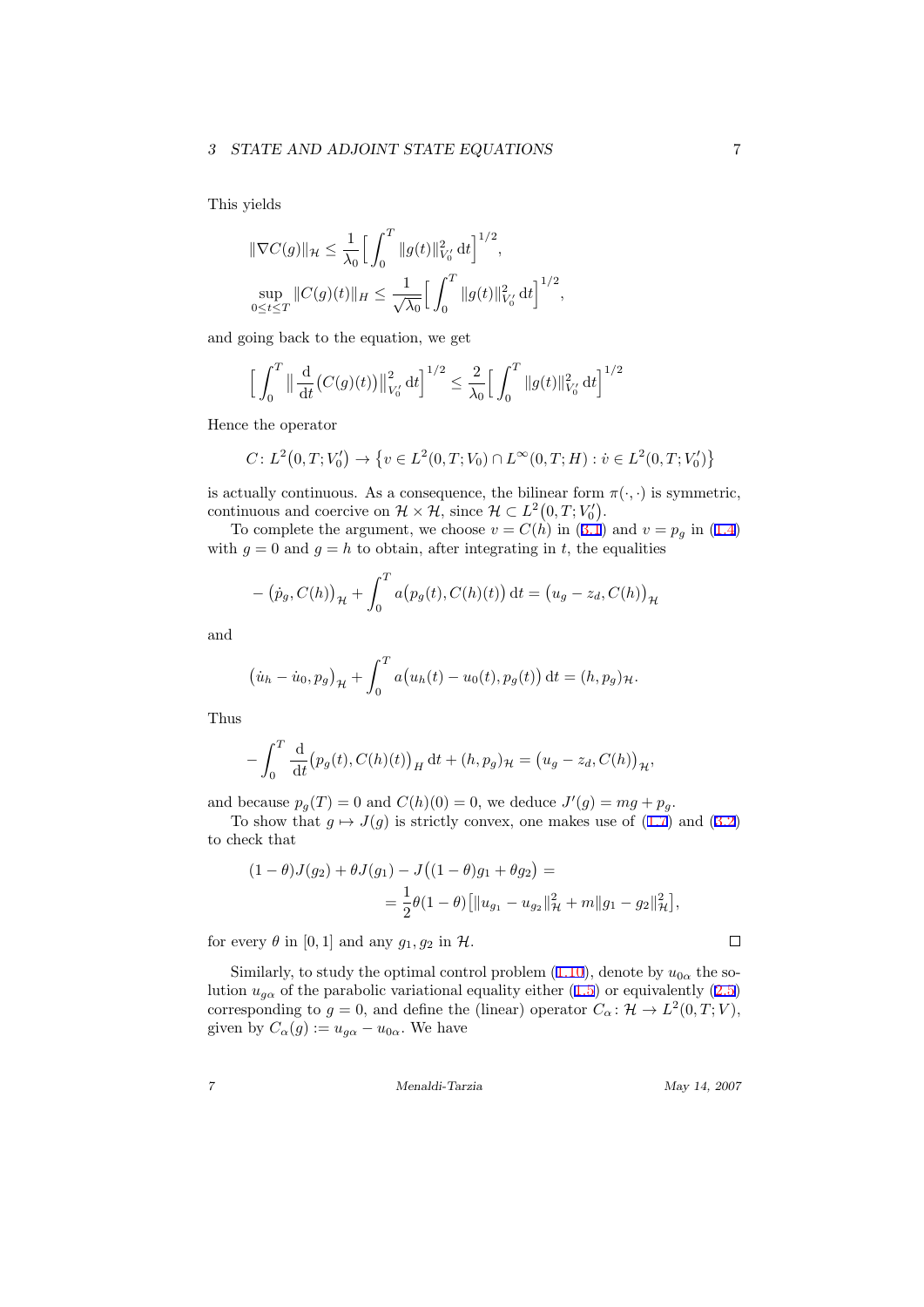This yields

$$
\|\nabla C(g)\|_{\mathcal{H}} \le \frac{1}{\lambda_0}\Big[\int_0^T \|g(t)\|_{V_0'}^2 \,\mathrm{d}t\Big]^{1/2},
$$

$$
\sup_{0\le t\le T}\|C(g)(t)\|_H \le \frac{1}{\sqrt{\lambda_0}}\Big[\int_0^T \|g(t)\|_{V_0'}^2 \,\mathrm{d}t\Big]^{1/2},
$$

and going back to the equation, we get

$$
\Big[\int_0^T \Big\|\frac{\mathrm{d}}{\mathrm{d}t}\big(C(g)(t)\big)\Big\|_{V_0'}^2 \,\mathrm{d}t\Big]^{1/2} \le \frac{2}{\lambda_0}\Big[\int_0^T \|g(t)\|_{V_0'}^2 \,\mathrm{d}t\Big]^{1/2}
$$

Hence the operator

$$
C\colon L^2\big(0,T;V_0'\big) \to \big\{v \in L^2(0,T;V_0)\cap L^\infty(0,T;H) : \dot v \in L^2(0,T;V_0')\big\}
$$

is actually continuous. As a consequence, the bilinear form $\pi(\cdot,\cdot)$ is symmetric, continuous and coercive on $\mathcal{H}\times\mathcal{H}$, since $\mathcal{H}\subset L^2\big(0,T;V_0'\big)$.

To complete the argument, we choose $v = C(h)$ in (3.1) and $v = p_g$ in (1.4) with $g=0$ and $g=h$ to obtain, after integrating in $t$, the equalities

$$
-\big(\dot p_g, C(h)\big)_{\mathcal{H}} + \int_0^T a\big(p_g(t), C(h)(t)\big)\,\mathrm{d}t = \big(u_g - z_d, C(h)\big)_{\mathcal{H}}
$$

and

$$
\big(\dot u_h - \dot u_0, p_g\big)_{\mathcal{H}} + \int_0^T a\big(u_h(t) - u_0(t), p_g(t)\big)\,\mathrm{d}t = (h, p_g)_{\mathcal{H}}.
$$

Thus

$$
-\int_0^T \frac{\mathrm{d}}{\mathrm{d}t}\big(p_g(t), C(h)(t)\big)_H\,\mathrm{d}t + (h,p_g)_{\mathcal{H}} = \big(u_g - z_d, C(h)\big)_{\mathcal{H}},
$$

and because $p_g(T)=0$ and $C(h)(0)=0$, we deduce $J'(g) = mg + p_g$.

To show that $g\mapsto J(g)$ is strictly convex, one makes use of (1.7) and (3.2) to check that

$$
\begin{aligned}
(1-\theta)J(g_2) + \theta J(g_1) - J\big((1-\theta)g_1 + \theta g_2\big) &= \\
&= \frac{1}{2}\theta(1-\theta)\big[\|u_{g_1} - u_{g_2}\|_{\mathcal{H}}^2 + m\|g_1 - g_2\|_{\mathcal{H}}^2\big],
\end{aligned}
$$

for every $\theta$ in $[0,1]$ and any $g_1, g_2$ in $\mathcal{H}$. □

Similarly, to study the optimal control problem (1.10), denote by $u_{0\alpha}$ the solution $u_{g\alpha}$ of the parabolic variational equality either (1.5) or equivalently (2.5) corresponding to $g=0$, and define the (linear) operator $C_\alpha\colon \mathcal{H}\to L^2(0,T;V)$, given by $C_\alpha(g) := u_{g\alpha} - u_{0\alpha}$. We have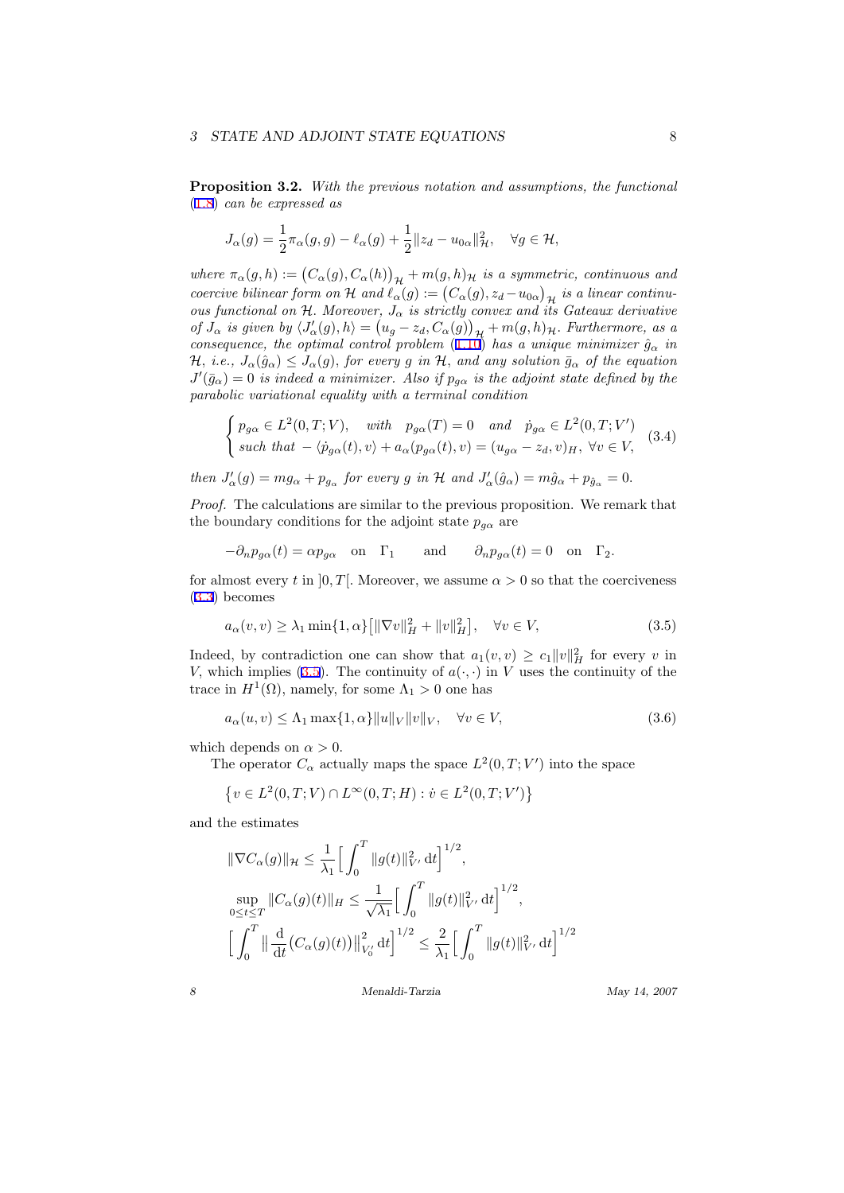**Proposition 3.2.** *With the previous notation and assumptions, the functional* (1.8) *can be expressed as*

$$J_\alpha(g) = \frac{1}{2}\pi_\alpha(g,g) - \ell_\alpha(g) + \frac{1}{2}\|z_d - u_{0\alpha}\|^2_{\mathcal{H}}, \quad \forall g \in \mathcal{H},$$

*where* $\pi_\alpha(g,h) := \big(C_\alpha(g), C_\alpha(h)\big)_{\mathcal{H}} + m(g,h)_{\mathcal{H}}$ *is a symmetric, continuous and coercive bilinear form on* $\mathcal{H}$ *and* $\ell_\alpha(g) := \big(C_\alpha(g), z_d - u_{0\alpha}\big)_{\mathcal{H}}$ *is a linear continuous functional on* $\mathcal{H}$. *Moreover,* $J_\alpha$ *is strictly convex and its Gateaux derivative of* $J_\alpha$ *is given by* $\langle J'_\alpha(g), h\rangle = \big(u_g - z_d, C_\alpha(g)\big)_{\mathcal{H}} + m(g,h)_{\mathcal{H}}$. *Furthermore, as a consequence, the optimal control problem* (1.10) *has a unique minimizer* $\hat{g}_\alpha$ *in* $\mathcal{H}$, *i.e.,* $J_\alpha(\hat{g}_\alpha) \le J_\alpha(g)$, *for every* $g$ *in* $\mathcal{H}$, *and any solution* $\bar{g}_\alpha$ *of the equation* $J'(\bar{g}_\alpha) = 0$ *is indeed a minimizer. Also if* $p_{g\alpha}$ *is the adjoint state defined by the parabolic variational equality with a terminal condition*

$$\begin{cases} p_{g\alpha} \in L^2(0,T;V), \quad \text{with} \quad p_{g\alpha}(T) = 0 \quad \text{and} \quad \dot{p}_{g\alpha} \in L^2(0,T;V') \\ \text{such that } -\langle \dot{p}_{g\alpha}(t), v\rangle + a_\alpha(p_{g\alpha}(t), v) = (u_{g\alpha} - z_d, v)_H, \ \forall v \in V, \end{cases} \tag{3.4}$$

*then* $J'_\alpha(g) = mg_\alpha + p_{g_\alpha}$ *for every* $g$ *in* $\mathcal{H}$ *and* $J'_\alpha(\hat{g}_\alpha) = m\hat{g}_\alpha + p_{\hat{g}_\alpha} = 0$.

*Proof.* The calculations are similar to the previous proposition. We remark that the boundary conditions for the adjoint state $p_{g\alpha}$ are

$$-\partial_n p_{g\alpha}(t) = \alpha p_{g\alpha} \quad \text{on} \quad \Gamma_1 \qquad \text{and} \qquad \partial_n p_{g\alpha}(t) = 0 \quad \text{on} \quad \Gamma_2.$$

for almost every $t$ in $]0,T[$. Moreover, we assume $\alpha > 0$ so that the coerciveness (3.3) becomes

$$a_\alpha(v,v) \ge \lambda_1 \min\{1,\alpha\}\big[\|\nabla v\|^2_H + \|v\|^2_H\big], \quad \forall v \in V, \tag{3.5}$$

Indeed, by contradiction one can show that $a_1(v,v) \ge c_1\|v\|^2_H$ for every $v$ in $V$, which implies (3.5). The continuity of $a(\cdot,\cdot)$ in $V$ uses the continuity of the trace in $H^1(\Omega)$, namely, for some $\Lambda_1 > 0$ one has

$$a_\alpha(u,v) \le \Lambda_1 \max\{1,\alpha\}\|u\|_V\|v\|_V, \quad \forall v \in V, \tag{3.6}$$

which depends on $\alpha > 0$.

The operator $C_\alpha$ actually maps the space $L^2(0,T;V')$ into the space

$$\big\{v \in L^2(0,T;V) \cap L^\infty(0,T;H) : \dot{v} \in L^2(0,T;V')\big\}$$

and the estimates

$$\|\nabla C_\alpha(g)\|_{\mathcal{H}} \le \frac{1}{\lambda_1}\Big[\int_0^T \|g(t)\|^2_{V'}\,\mathrm{d}t\Big]^{1/2},$$

$$\sup_{0\le t\le T}\|C_\alpha(g)(t)\|_H \le \frac{1}{\sqrt{\lambda_1}}\Big[\int_0^T \|g(t)\|^2_{V'}\,\mathrm{d}t\Big]^{1/2},$$

$$\Big[\int_0^T \Big\|\frac{\mathrm{d}}{\mathrm{d}t}\big(C_\alpha(g)(t)\big)\Big\|^2_{V'_0}\,\mathrm{d}t\Big]^{1/2} \le \frac{2}{\lambda_1}\Big[\int_0^T \|g(t)\|^2_{V'}\,\mathrm{d}t\Big]^{1/2}$$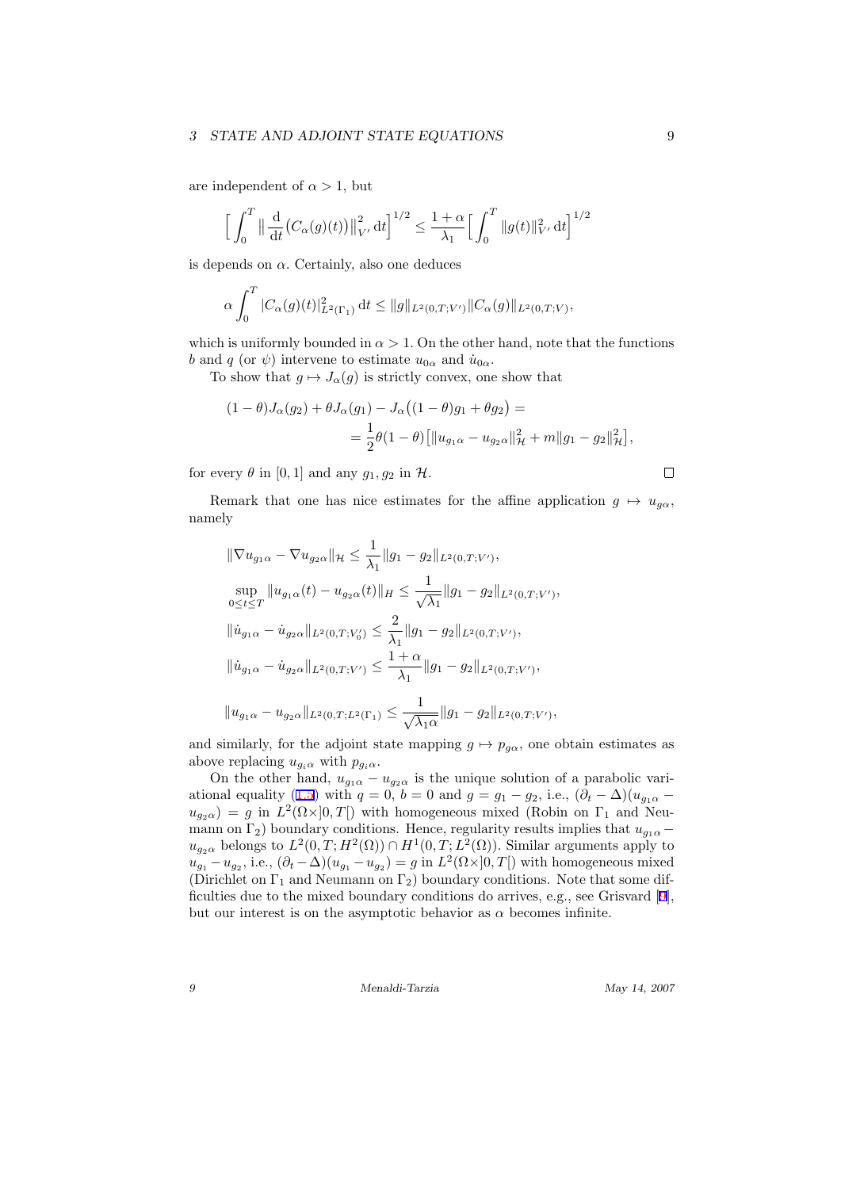are independent of $\alpha > 1$, but

$$\Big[ \int_0^T \big\| \frac{\mathrm{d}}{\mathrm{d}t}\big(C_\alpha(g)(t)\big)\big\|_{V'}^2 \,\mathrm{d}t\Big]^{1/2} \leq \frac{1+\alpha}{\lambda_1}\Big[ \int_0^T \|g(t)\|_{V'}^2 \,\mathrm{d}t\Big]^{1/2}$$

is depends on $\alpha$. Certainly, also one deduces

$$\alpha \int_0^T |C_\alpha(g)(t)|^2_{L^2(\Gamma_1)} \,\mathrm{d}t \leq \|g\|_{L^2(0,T;V')} \|C_\alpha(g)\|_{L^2(0,T;V)},$$

which is uniformly bounded in $\alpha > 1$. On the other hand, note that the functions $b$ and $q$ (or $\psi$) intervene to estimate $u_{0\alpha}$ and $\dot{u}_{0\alpha}$.

To show that $g \mapsto J_\alpha(g)$ is strictly convex, one show that

$$\begin{aligned}(1-\theta)J_\alpha(g_2) + \theta J_\alpha(g_1) - J_\alpha\big((1-\theta)g_1 + \theta g_2\big) = \\ = \frac{1}{2}\theta(1-\theta)\big[\|u_{g_1\alpha} - u_{g_2\alpha}\|^2_{\mathcal{H}} + m\|g_1 - g_2\|^2_{\mathcal{H}}\big],\end{aligned}$$

for every $\theta$ in $[0,1]$ and any $g_1, g_2$ in $\mathcal{H}$. □

Remark that one has nice estimates for the affine application $g \mapsto u_{g\alpha}$, namely

$$\begin{aligned}
&\|\nabla u_{g_1\alpha} - \nabla u_{g_2\alpha}\|_{\mathcal{H}} \leq \frac{1}{\lambda_1}\|g_1 - g_2\|_{L^2(0,T;V')},\\
&\sup_{0\leq t\leq T} \|u_{g_1\alpha}(t) - u_{g_2\alpha}(t)\|_H \leq \frac{1}{\sqrt{\lambda_1}}\|g_1 - g_2\|_{L^2(0,T;V')},\\
&\|\dot{u}_{g_1\alpha} - \dot{u}_{g_2\alpha}\|_{L^2(0,T;V_0')} \leq \frac{2}{\lambda_1}\|g_1 - g_2\|_{L^2(0,T;V')},\\
&\|\dot{u}_{g_1\alpha} - \dot{u}_{g_2\alpha}\|_{L^2(0,T;V')} \leq \frac{1+\alpha}{\lambda_1}\|g_1 - g_2\|_{L^2(0,T;V')},\\
&\|u_{g_1\alpha} - u_{g_2\alpha}\|_{L^2(0,T;L^2(\Gamma_1))} \leq \frac{1}{\sqrt{\lambda_1\alpha}}\|g_1 - g_2\|_{L^2(0,T;V')},
\end{aligned}$$

and similarly, for the adjoint state mapping $g \mapsto p_{g\alpha}$, one obtain estimates as above replacing $u_{g_i\alpha}$ with $p_{g_i\alpha}$.

On the other hand, $u_{g_1\alpha} - u_{g_2\alpha}$ is the unique solution of a parabolic variational equality (1.5) with $q = 0$, $b = 0$ and $g = g_1 - g_2$, i.e., $(\partial_t - \Delta)(u_{g_1\alpha} - u_{g_2\alpha}) = g$ in $L^2(\Omega\times]0,T[)$ with homogeneous mixed (Robin on $\Gamma_1$ and Neumann on $\Gamma_2$) boundary conditions. Hence, regularity results implies that $u_{g_1\alpha} - u_{g_2\alpha}$ belongs to $L^2(0,T;H^2(\Omega)) \cap H^1(0,T;L^2(\Omega))$. Similar arguments apply to $u_{g_1} - u_{g_2}$, i.e., $(\partial_t - \Delta)(u_{g_1} - u_{g_2}) = g$ in $L^2(\Omega\times]0,T[)$ with homogeneous mixed (Dirichlet on $\Gamma_1$ and Neumann on $\Gamma_2$) boundary conditions. Note that some difficulties due to the mixed boundary conditions do arrives, e.g., see Grisvard [9], but our interest is on the asymptotic behavior as $\alpha$ becomes infinite.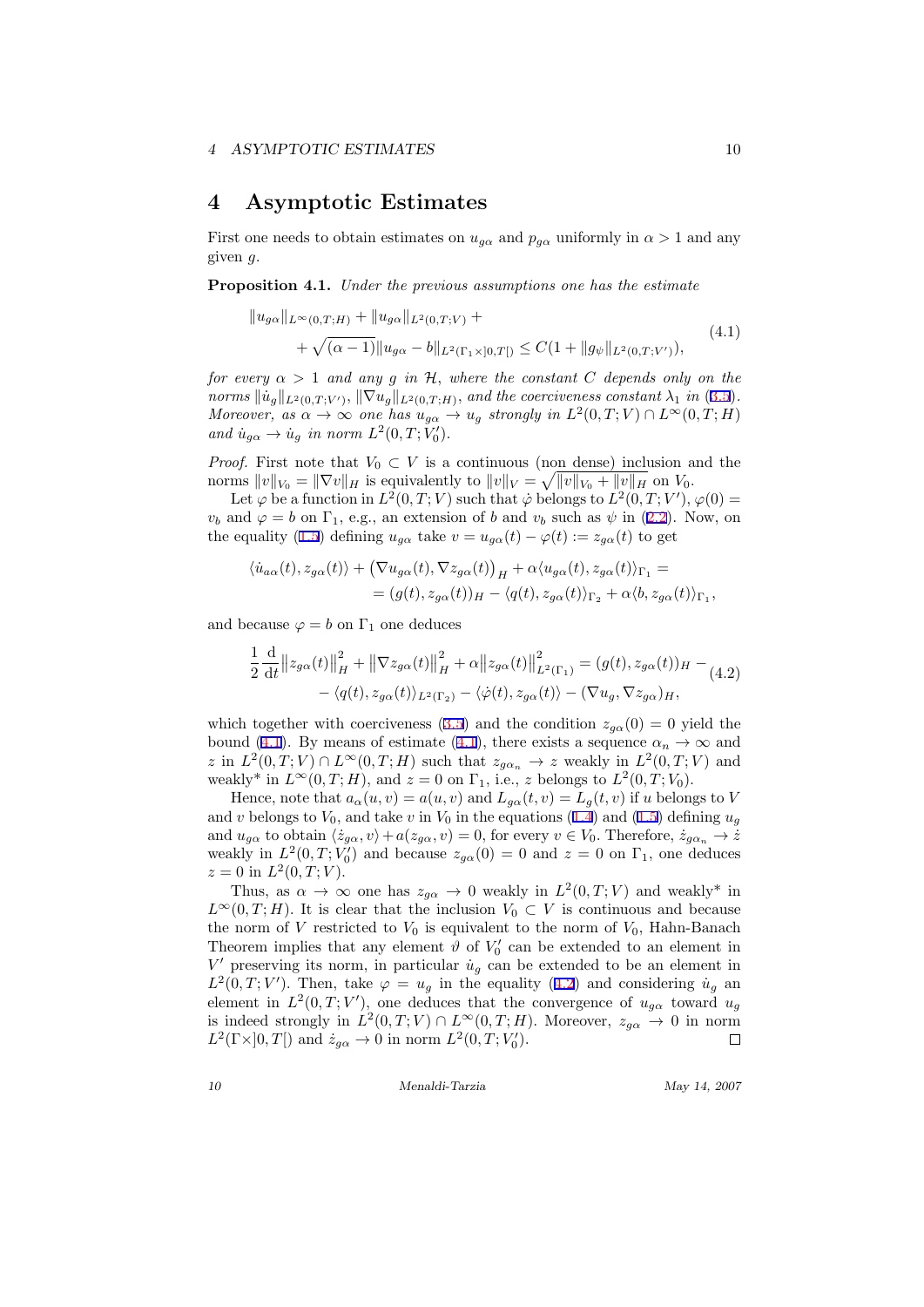## 4 Asymptotic Estimates

First one needs to obtain estimates on $u_{g\alpha}$ and $p_{g\alpha}$ uniformly in $\alpha > 1$ and any given $g$.

**Proposition 4.1.** *Under the previous assumptions one has the estimate*

$$
\begin{aligned}
\|u_{g\alpha}\|_{L^\infty(0,T;H)} + \|u_{g\alpha}\|_{L^2(0,T;V)} &+ \\
+ \sqrt{(\alpha-1)}\|u_{g\alpha} - b\|_{L^2(\Gamma_1\times]0,T[)} &\leq C(1 + \|g_\psi\|_{L^2(0,T;V')}),
\end{aligned}
\tag{4.1}
$$

*for every $\alpha > 1$ and any $g$ in $\mathcal{H}$, where the constant $C$ depends only on the norms $\|\dot{u}_g\|_{L^2(0,T;V')}$, $\|\nabla u_g\|_{L^2(0,T;H)}$, and the coerciveness constant $\lambda_1$ in (3.5). Moreover, as $\alpha \to \infty$ one has $u_{g\alpha} \to u_g$ strongly in $L^2(0,T;V) \cap L^\infty(0,T;H)$ and $\dot{u}_{g\alpha} \to \dot{u}_g$ in norm $L^2(0,T;V_0')$.*

*Proof.* First note that $V_0 \subset V$ is a continuous (non dense) inclusion and the norms $\|v\|_{V_0} = \|\nabla v\|_H$ is equivalently to $\|v\|_V = \sqrt{\|v\|_{V_0} + \|v\|_H}$ on $V_0$.

Let $\varphi$ be a function in $L^2(0,T;V)$ such that $\dot{\varphi}$ belongs to $L^2(0,T;V')$, $\varphi(0) = v_b$ and $\varphi = b$ on $\Gamma_1$, e.g., an extension of $b$ and $v_b$ such as $\psi$ in (2.2). Now, on the equality (1.5) defining $u_{g\alpha}$ take $v = u_{g\alpha}(t) - \varphi(t) := z_{g\alpha}(t)$ to get

$$
\begin{aligned}
\langle \dot{u}_{a\alpha}(t), z_{g\alpha}(t)\rangle + \big(\nabla u_{g\alpha}(t), \nabla z_{g\alpha}(t)\big)_H + \alpha\langle u_{g\alpha}(t), z_{g\alpha}(t)\rangle_{\Gamma_1} &= \\
= (g(t), z_{g\alpha}(t))_H - \langle q(t), z_{g\alpha}(t)\rangle_{\Gamma_2} &+ \alpha\langle b, z_{g\alpha}(t)\rangle_{\Gamma_1},
\end{aligned}
$$

and because $\varphi = b$ on $\Gamma_1$ one deduces

$$
\begin{aligned}
\frac{1}{2}\frac{\mathrm{d}}{\mathrm{d}t}\big\|z_{g\alpha}(t)\big\|_H^2 + \big\|\nabla z_{g\alpha}(t)\big\|_H^2 + \alpha\big\|z_{g\alpha}(t)\big\|_{L^2(\Gamma_1)}^2 &= (g(t), z_{g\alpha}(t))_H - \\
- \langle q(t), z_{g\alpha}(t)\rangle_{L^2(\Gamma_2)} - \langle \dot{\varphi}(t), z_{g\alpha}(t)\rangle &- (\nabla u_g, \nabla z_{g\alpha})_H,
\end{aligned}
\tag{4.2}
$$

which together with coerciveness (3.5) and the condition $z_{g\alpha}(0) = 0$ yield the bound (4.1). By means of estimate (4.1), there exists a sequence $\alpha_n \to \infty$ and $z$ in $L^2(0,T;V) \cap L^\infty(0,T;H)$ such that $z_{g\alpha_n} \to z$ weakly in $L^2(0,T;V)$ and weakly* in $L^\infty(0,T;H)$, and $z = 0$ on $\Gamma_1$, i.e., $z$ belongs to $L^2(0,T;V_0)$.

Hence, note that $a_\alpha(u,v) = a(u,v)$ and $L_{g\alpha}(t,v) = L_g(t,v)$ if $u$ belongs to $V$ and $v$ belongs to $V_0$, and take $v$ in $V_0$ in the equations (1.4) and (1.5) defining $u_g$ and $u_{g\alpha}$ to obtain $\langle \dot{z}_{g\alpha}, v\rangle + a(z_{g\alpha}, v) = 0$, for every $v \in V_0$. Therefore, $\dot{z}_{g\alpha_n} \to \dot{z}$ weakly in $L^2(0,T;V_0')$ and because $z_{g\alpha}(0) = 0$ and $z = 0$ on $\Gamma_1$, one deduces $z = 0$ in $L^2(0,T;V)$.

Thus, as $\alpha \to \infty$ one has $z_{g\alpha} \to 0$ weakly in $L^2(0,T;V)$ and weakly* in $L^\infty(0,T;H)$. It is clear that the inclusion $V_0 \subset V$ is continuous and because the norm of $V$ restricted to $V_0$ is equivalent to the norm of $V_0$, Hahn-Banach Theorem implies that any element $\vartheta$ of $V_0'$ can be extended to an element in $V'$ preserving its norm, in particular $\dot{u}_g$ can be extended to be an element in $L^2(0,T;V')$. Then, take $\varphi = u_g$ in the equality (4.2) and considering $\dot{u}_g$ an element in $L^2(0,T;V')$, one deduces that the convergence of $u_{g\alpha}$ toward $u_g$ is indeed strongly in $L^2(0,T;V) \cap L^\infty(0,T;H)$. Moreover, $z_{g\alpha} \to 0$ in norm $L^2(\Gamma\times]0,T[)$ and $\dot{z}_{g\alpha} \to 0$ in norm $L^2(0,T;V_0')$. □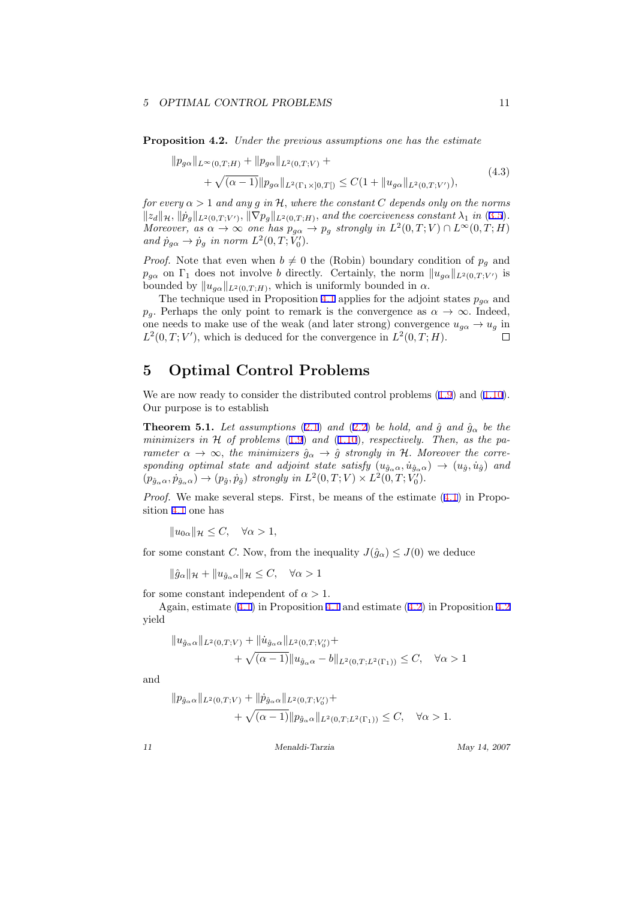**Proposition 4.2.** *Under the previous assumptions one has the estimate*

$$
\begin{aligned}
&\|p_{g\alpha}\|_{L^\infty(0,T;H)} + \|p_{g\alpha}\|_{L^2(0,T;V)} + \\
&\quad + \sqrt{(\alpha-1)}\|p_{g\alpha}\|_{L^2(\Gamma_1\times]0,T[)} \leq C(1+\|u_{g\alpha}\|_{L^2(0,T;V')}),
\end{aligned}
\tag{4.3}
$$

*for every $\alpha > 1$ and any $g$ in $\mathcal{H}$, where the constant $C$ depends only on the norms $\|z_d\|_{\mathcal{H}}$, $\|\dot{p}_g\|_{L^2(0,T;V')}$, $\|\nabla p_g\|_{L^2(0,T;H)}$, and the coerciveness constant $\lambda_1$ in (3.5). Moreover, as $\alpha \to \infty$ one has $p_{g\alpha} \to p_g$ strongly in $L^2(0,T;V) \cap L^\infty(0,T;H)$ and $\dot{p}_{g\alpha} \to \dot{p}_g$ in norm $L^2(0,T;V_0')$.*

*Proof.* Note that even when $b \neq 0$ the (Robin) boundary condition of $p_g$ and $p_{g\alpha}$ on $\Gamma_1$ does not involve $b$ directly. Certainly, the norm $\|u_{g\alpha}\|_{L^2(0,T;V')}$ is bounded by $\|u_{g\alpha}\|_{L^2(0,T;H)}$, which is uniformly bounded in $\alpha$.

The technique used in Proposition 4.1 applies for the adjoint states $p_{g\alpha}$ and $p_g$. Perhaps the only point to remark is the convergence as $\alpha \to \infty$. Indeed, one needs to make use of the weak (and later strong) convergence $u_{g\alpha} \to u_g$ in $L^2(0,T;V')$, which is deduced for the convergence in $L^2(0,T;H)$. $\square$

## 5 Optimal Control Problems

We are now ready to consider the distributed control problems (1.9) and (1.10). Our purpose is to establish

**Theorem 5.1.** *Let assumptions (2.1) and (2.2) be hold, and $\hat{g}$ and $\hat{g}_\alpha$ be the minimizers in $\mathcal{H}$ of problems (1.9) and (1.10), respectively. Then, as the parameter $\alpha \to \infty$, the minimizers $\hat{g}_\alpha \to \hat{g}$ strongly in $\mathcal{H}$. Moreover the corresponding optimal state and adjoint state satisfy $(u_{\hat{g}_\alpha\alpha}, \dot{u}_{\hat{g}_\alpha\alpha}) \to (u_{\hat{g}}, \dot{u}_{\hat{g}})$ and $(p_{\hat{g}_\alpha\alpha}, \dot{p}_{\hat{g}_\alpha\alpha}) \to (p_{\hat{g}}, \dot{p}_{\hat{g}})$ strongly in $L^2(0,T;V) \times L^2(0,T;V_0')$.*

*Proof.* We make several steps. First, be means of the estimate (4.1) in Proposition 4.1 one has

$$
\|u_{0\alpha}\|_{\mathcal{H}} \leq C, \quad \forall \alpha > 1,
$$

for some constant $C$. Now, from the inequality $J(\hat{g}_\alpha) \leq J(0)$ we deduce

$$
\|\hat{g}_\alpha\|_{\mathcal{H}} + \|u_{\hat{g}_\alpha\alpha}\|_{\mathcal{H}} \leq C, \quad \forall \alpha > 1
$$

for some constant independent of $\alpha > 1$.

Again, estimate (4.1) in Proposition 4.1 and estimate (4.2) in Proposition 4.2 yield

$$
\begin{aligned}
&\|u_{\hat{g}_\alpha\alpha}\|_{L^2(0,T;V)} + \|\dot{u}_{\hat{g}_\alpha\alpha}\|_{L^2(0,T;V_0')} + \\
&\qquad + \sqrt{(\alpha-1)}\|u_{\hat{g}_\alpha\alpha} - b\|_{L^2(0,T;L^2(\Gamma_1))} \leq C, \quad \forall \alpha > 1
\end{aligned}
$$

and

$$
\begin{aligned}
&\|p_{\hat{g}_\alpha\alpha}\|_{L^2(0,T;V)} + \|\dot{p}_{\hat{g}_\alpha\alpha}\|_{L^2(0,T;V_0')} + \\
&\qquad + \sqrt{(\alpha-1)}\|p_{\hat{g}_\alpha\alpha}\|_{L^2(0,T;L^2(\Gamma_1))} \leq C, \quad \forall \alpha > 1.
\end{aligned}
$$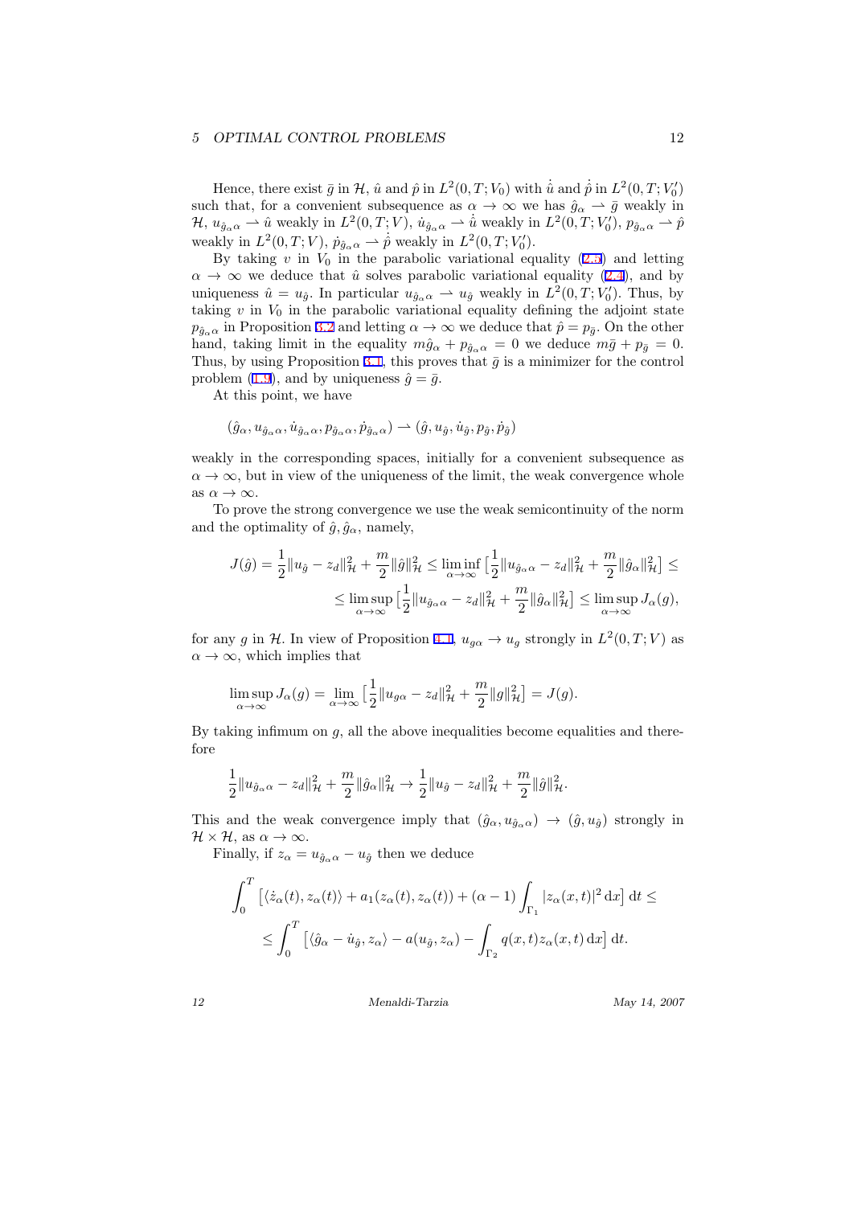Hence, there exist $\bar{g}$ in $\mathcal{H}$, $\hat{u}$ and $\hat{p}$ in $L^2(0,T;V_0)$ with $\dot{\hat{u}}$ and $\dot{\hat{p}}$ in $L^2(0,T;V_0')$ such that, for a convenient subsequence as $\alpha \to \infty$ we has $\hat{g}_\alpha \rightharpoonup \bar{g}$ weakly in $\mathcal{H}$, $u_{\hat{g}_\alpha\alpha} \rightharpoonup \hat{u}$ weakly in $L^2(0,T;V)$, $\dot{u}_{\hat{g}_\alpha\alpha} \rightharpoonup \dot{\hat{u}}$ weakly in $L^2(0,T;V_0')$, $p_{\hat{g}_\alpha\alpha} \rightharpoonup \hat{p}$ weakly in $L^2(0,T;V)$, $\dot{p}_{\hat{g}_\alpha\alpha} \rightharpoonup \dot{\hat{p}}$ weakly in $L^2(0,T;V_0')$.

By taking $v$ in $V_0$ in the parabolic variational equality (2.5) and letting $\alpha \to \infty$ we deduce that $\hat{u}$ solves parabolic variational equality (2.4), and by uniqueness $\hat{u} = u_{\hat{g}}$. In particular $u_{\hat{g}_\alpha\alpha} \rightharpoonup u_{\hat{g}}$ weakly in $L^2(0,T;V_0')$. Thus, by taking $v$ in $V_0$ in the parabolic variational equality defining the adjoint state $p_{\hat{g}_\alpha\alpha}$ in Proposition 3.2 and letting $\alpha \to \infty$ we deduce that $\hat{p} = p_{\bar{g}}$. On the other hand, taking limit in the equality $m\hat{g}_\alpha + p_{\hat{g}_\alpha\alpha} = 0$ we deduce $m\bar{g} + p_{\bar{g}} = 0$. Thus, by using Proposition 3.1, this proves that $\bar{g}$ is a minimizer for the control problem (1.9), and by uniqueness $\hat{g} = \bar{g}$.

At this point, we have

$$
(\hat{g}_\alpha, u_{\hat{g}_\alpha\alpha}, \dot{u}_{\hat{g}_\alpha\alpha}, p_{\hat{g}_\alpha\alpha}, \dot{p}_{\hat{g}_\alpha\alpha}) \rightharpoonup (\hat{g}, u_{\hat{g}}, \dot{u}_{\hat{g}}, p_{\hat{g}}, \dot{p}_{\hat{g}})
$$

weakly in the corresponding spaces, initially for a convenient subsequence as $\alpha \to \infty$, but in view of the uniqueness of the limit, the weak convergence whole as $\alpha \to \infty$.

To prove the strong convergence we use the weak semicontinuity of the norm and the optimality of $\hat{g}, \hat{g}_\alpha$, namely,

$$
J(\hat{g}) = \frac{1}{2}\|u_{\hat{g}} - z_d\|^2_{\mathcal{H}} + \frac{m}{2}\|\hat{g}\|^2_{\mathcal{H}} \le \liminf_{\alpha\to\infty} \big[\frac{1}{2}\|u_{\hat{g}_\alpha\alpha} - z_d\|^2_{\mathcal{H}} + \frac{m}{2}\|\hat{g}_\alpha\|^2_{\mathcal{H}}\big] \le
$$
$$
\le \limsup_{\alpha\to\infty} \big[\frac{1}{2}\|u_{\hat{g}_\alpha\alpha} - z_d\|^2_{\mathcal{H}} + \frac{m}{2}\|\hat{g}_\alpha\|^2_{\mathcal{H}}\big] \le \limsup_{\alpha\to\infty} J_\alpha(g),
$$

for any $g$ in $\mathcal{H}$. In view of Proposition 4.1, $u_{g\alpha} \to u_g$ strongly in $L^2(0,T;V)$ as $\alpha \to \infty$, which implies that

$$
\limsup_{\alpha\to\infty} J_\alpha(g) = \lim_{\alpha\to\infty} \big[\frac{1}{2}\|u_{g\alpha} - z_d\|^2_{\mathcal{H}} + \frac{m}{2}\|g\|^2_{\mathcal{H}}\big] = J(g).
$$

By taking infimum on $g$, all the above inequalities become equalities and therefore

$$
\frac{1}{2}\|u_{\hat{g}_\alpha\alpha} - z_d\|^2_{\mathcal{H}} + \frac{m}{2}\|\hat{g}_\alpha\|^2_{\mathcal{H}} \to \frac{1}{2}\|u_{\hat{g}} - z_d\|^2_{\mathcal{H}} + \frac{m}{2}\|\hat{g}\|^2_{\mathcal{H}}.
$$

This and the weak convergence imply that $(\hat{g}_\alpha, u_{\hat{g}_\alpha\alpha}) \to (\hat{g}, u_{\hat{g}})$ strongly in $\mathcal{H} \times \mathcal{H}$, as $\alpha \to \infty$.

Finally, if $z_\alpha = u_{\hat{g}_\alpha\alpha} - u_{\hat{g}}$ then we deduce

$$
\int_0^T \big[\langle \dot{z}_\alpha(t), z_\alpha(t)\rangle + a_1(z_\alpha(t), z_\alpha(t)) + (\alpha - 1)\int_{\Gamma_1} |z_\alpha(x,t)|^2 \,\mathrm{d}x\big] \,\mathrm{d}t \le
$$
$$
\le \int_0^T \big[\langle \hat{g}_\alpha - \dot{u}_{\hat{g}}, z_\alpha\rangle - a(u_{\hat{g}}, z_\alpha) - \int_{\Gamma_2} q(x,t) z_\alpha(x,t)\,\mathrm{d}x\big] \,\mathrm{d}t.
$$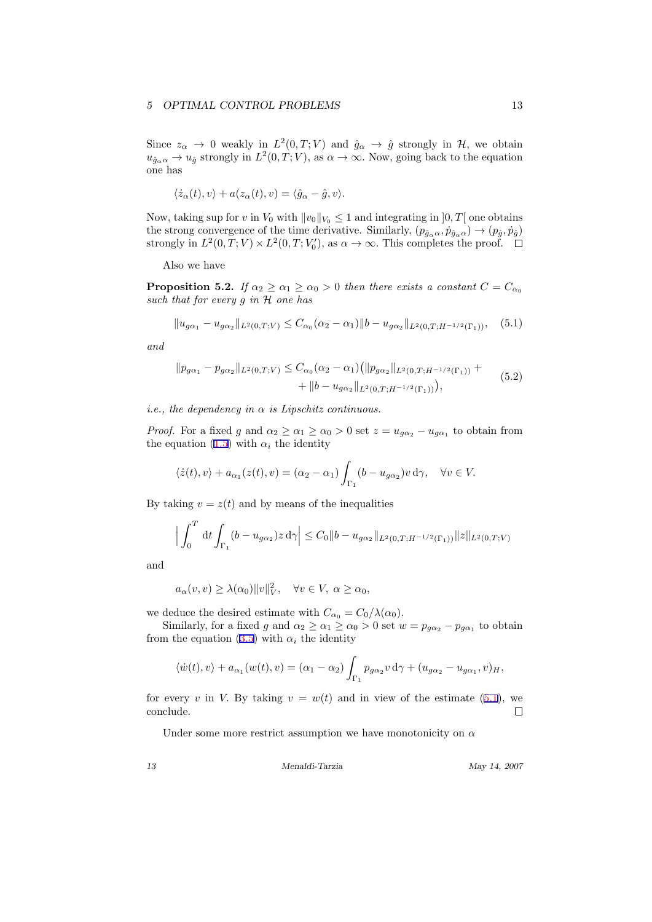Since $z_\alpha \to 0$ weakly in $L^2(0,T;V)$ and $\hat{g}_\alpha \to \hat{g}$ strongly in $\mathcal{H}$, we obtain $u_{\hat{g}_\alpha \alpha} \to u_{\hat{g}}$ strongly in $L^2(0,T;V)$, as $\alpha \to \infty$. Now, going back to the equation one has

$$\langle \dot{z}_\alpha(t), v\rangle + a(z_\alpha(t), v) = \langle \hat{g}_\alpha - \hat{g}, v\rangle.$$

Now, taking sup for $v$ in $V_0$ with $\|v_0\|_{V_0} \leq 1$ and integrating in $]0,T[$ one obtains the strong convergence of the time derivative. Similarly, $(p_{\hat{g}_\alpha \alpha}, \dot{p}_{\hat{g}_\alpha \alpha}) \to (p_{\hat{g}}, \dot{p}_{\hat{g}})$ strongly in $L^2(0,T;V) \times L^2(0,T;V_0')$, as $\alpha \to \infty$. This completes the proof. ◻

Also we have

**Proposition 5.2.** *If $\alpha_2 \geq \alpha_1 \geq \alpha_0 > 0$ then there exists a constant $C = C_{\alpha_0}$ such that for every $g$ in $\mathcal{H}$ one has*

$$\|u_{g\alpha_1} - u_{g\alpha_2}\|_{L^2(0,T;V)} \leq C_{\alpha_0}(\alpha_2 - \alpha_1)\|b - u_{g\alpha_2}\|_{L^2(0,T;H^{-1/2}(\Gamma_1))}, \quad (5.1)$$

*and*

$$\begin{aligned}\|p_{g\alpha_1} - p_{g\alpha_2}\|_{L^2(0,T;V)} \leq C_{\alpha_0}(\alpha_2 - \alpha_1)\big(&\|p_{g\alpha_2}\|_{L^2(0,T;H^{-1/2}(\Gamma_1))} + \\ &+ \|b - u_{g\alpha_2}\|_{L^2(0,T;H^{-1/2}(\Gamma_1))}\big),\end{aligned} \quad (5.2)$$

*i.e., the dependency in $\alpha$ is Lipschitz continuous.*

*Proof.* For a fixed $g$ and $\alpha_2 \geq \alpha_1 \geq \alpha_0 > 0$ set $z = u_{g\alpha_2} - u_{g\alpha_1}$ to obtain from the equation (1.5) with $\alpha_i$ the identity

$$\langle \dot{z}(t), v\rangle + a_{\alpha_1}(z(t), v) = (\alpha_2 - \alpha_1)\int_{\Gamma_1}(b - u_{g\alpha_2})v \,\mathrm{d}\gamma, \quad \forall v \in V.$$

By taking $v = z(t)$ and by means of the inequalities

$$\Big|\int_0^T \mathrm{d}t \int_{\Gamma_1}(b - u_{g\alpha_2})z \,\mathrm{d}\gamma\Big| \leq C_0\|b - u_{g\alpha_2}\|_{L^2(0,T;H^{-1/2}(\Gamma_1))}\|z\|_{L^2(0,T;V)}$$

and

$$a_\alpha(v,v) \geq \lambda(\alpha_0)\|v\|_V^2, \quad \forall v \in V,\ \alpha \geq \alpha_0,$$

we deduce the desired estimate with $C_{\alpha_0} = C_0/\lambda(\alpha_0)$.

Similarly, for a fixed $g$ and $\alpha_2 \geq \alpha_1 \geq \alpha_0 > 0$ set $w = p_{g\alpha_2} - p_{g\alpha_1}$ to obtain from the equation (3.5) with $\alpha_i$ the identity

$$\langle \dot{w}(t), v\rangle + a_{\alpha_1}(w(t), v) = (\alpha_1 - \alpha_2)\int_{\Gamma_1} p_{g\alpha_2} v \,\mathrm{d}\gamma + (u_{g\alpha_2} - u_{g\alpha_1}, v)_H,$$

for every $v$ in $V$. By taking $v = w(t)$ and in view of the estimate (5.1), we conclude. ◻

Under some more restrict assumption we have monotonicity on $\alpha$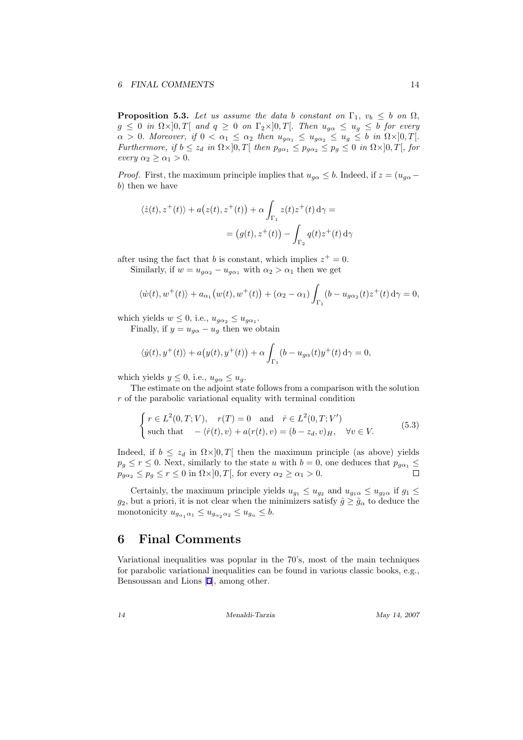**Proposition 5.3.** *Let us assume the data $b$ constant on $\Gamma_1$, $v_b \le b$ on $\Omega$, $g \le 0$ in $\Omega \times ]0,T[$ and $q \ge 0$ on $\Gamma_2 \times ]0,T[$. Then $u_{g\alpha} \le u_g \le b$ for every $\alpha > 0$. Moreover, if $0 < \alpha_1 \le \alpha_2$ then $u_{g\alpha_1} \le u_{g\alpha_2} \le u_g \le b$ in $\Omega \times ]0,T[$. Furthermore, if $b \le z_d$ in $\Omega \times ]0,T[$ then $p_{g\alpha_1} \le p_{g\alpha_2} \le p_g \le 0$ in $\Omega \times ]0,T[$, for every $\alpha_2 \ge \alpha_1 > 0$.*

*Proof.* First, the maximum principle implies that $u_{g\alpha} \le b$. Indeed, if $z = (u_{g\alpha} - b)$ then we have

$$\langle \dot{z}(t), z^+(t) \rangle + a\big(z(t), z^+(t)\big) + \alpha \int_{\Gamma_1} z(t) z^+(t) \, \mathrm{d}\gamma =$$
$$= \big(g(t), z^+(t)\big) - \int_{\Gamma_2} q(t) z^+(t) \, \mathrm{d}\gamma$$

after using the fact that $b$ is constant, which implies $z^+ = 0$.

Similarly, if $w = u_{g\alpha_2} - u_{g\alpha_1}$ with $\alpha_2 > \alpha_1$ then we get

$$\langle \dot{w}(t), w^+(t) \rangle + a_{\alpha_1}\big(w(t), w^+(t)\big) + (\alpha_2 - \alpha_1) \int_{\Gamma_1} (b - u_{g\alpha_2}(t) z^+(t) \, \mathrm{d}\gamma = 0,$$

which yields $w \le 0$, i.e., $u_{g\alpha_2} \le u_{g\alpha_1}$.

Finally, if $y = u_{g\alpha} - u_g$ then we obtain

$$\langle \dot{y}(t), y^+(t) \rangle + a\big(y(t), y^+(t)\big) + \alpha \int_{\Gamma_1} (b - u_{g\alpha}(t) y^+(t) \, \mathrm{d}\gamma = 0,$$

which yields $y \le 0$, i.e., $u_{g\alpha} \le u_g$.

The estimate on the adjoint state follows from a comparison with the solution $r$ of the parabolic variational equality with terminal condition

$$\begin{cases} r \in L^2(0,T;V), \quad r(T) = 0 \quad \text{and} \quad \dot{r} \in L^2(0,T;V') \\ \text{such that} \quad -\langle \dot{r}(t), v \rangle + a(r(t), v) = (b - z_d, v)_H, \quad \forall v \in V. \end{cases} \tag{5.3}$$

Indeed, if $b \le z_d$ in $\Omega \times ]0,T[$ then the maximum principle (as above) yields $p_g \le r \le 0$. Next, similarly to the state $u$ with $b = 0$, one deduces that $p_{g\alpha_1} \le p_{g\alpha_2} \le p_g \le r \le 0$ in $\Omega \times ]0,T[$, for every $\alpha_2 \ge \alpha_1 > 0$. □

Certainly, the maximum principle yields $u_{g_1} \le u_{g_2}$ and $u_{g_1\alpha} \le u_{g_2\alpha}$ if $g_1 \le g_2$, but a priori, it is not clear when the minimizers satisfy $\hat{g} \ge \hat{g}_\alpha$ to deduce the monotonicity $u_{g_{\alpha_1}\alpha_1} \le u_{g_{\alpha_2}\alpha_2} \le u_{g_\alpha} \le b$.

# 6 Final Comments

Variational inequalities was popular in the 70's, most of the main techniques for parabolic variational inequalities can be found in various classic books, e.g., Bensoussan and Lions [1], among other.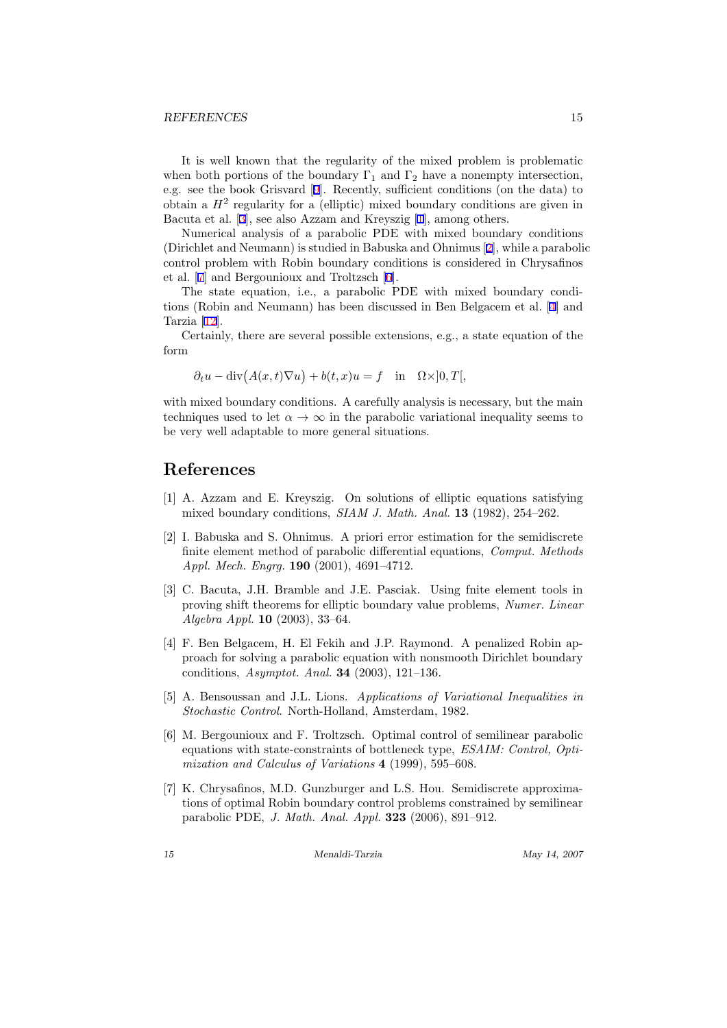It is well known that the regularity of the mixed problem is problematic when both portions of the boundary $\Gamma_1$ and $\Gamma_2$ have a nonempty intersection, e.g. see the book Grisvard [9]. Recently, sufficient conditions (on the data) to obtain a $H^2$ regularity for a (elliptic) mixed boundary conditions are given in Bacuta et al. [3], see also Azzam and Kreyszig [1], among others.

Numerical analysis of a parabolic PDE with mixed boundary conditions (Dirichlet and Neumann) is studied in Babuska and Ohnimus [2], while a parabolic control problem with Robin boundary conditions is considered in Chrysafinos et al. [7] and Bergounioux and Troltzsch [6].

The state equation, i.e., a parabolic PDE with mixed boundary conditions (Robin and Neumann) has been discussed in Ben Belgacem et al. [4] and Tarzia [12].

Certainly, there are several possible extensions, e.g., a state equation of the form

$$\partial_t u - \operatorname{div}\big(A(x,t)\nabla u\big) + b(t,x)u = f \quad \text{in} \quad \Omega \times ]0,T[,$$

with mixed boundary conditions. A carefully analysis is necessary, but the main techniques used to let $\alpha \to \infty$ in the parabolic variational inequality seems to be very well adaptable to more general situations.

# References

[1] A. Azzam and E. Kreyszig. On solutions of elliptic equations satisfying mixed boundary conditions, *SIAM J. Math. Anal.* **13** (1982), 254–262.

[2] I. Babuska and S. Ohnimus. A priori error estimation for the semidiscrete finite element method of parabolic differential equations, *Comput. Methods Appl. Mech. Engrg.* **190** (2001), 4691–4712.

[3] C. Bacuta, J.H. Bramble and J.E. Pasciak. Using fnite element tools in proving shift theorems for elliptic boundary value problems, *Numer. Linear Algebra Appl.* **10** (2003), 33–64.

[4] F. Ben Belgacem, H. El Fekih and J.P. Raymond. A penalized Robin approach for solving a parabolic equation with nonsmooth Dirichlet boundary conditions, *Asymptot. Anal.* **34** (2003), 121–136.

[5] A. Bensoussan and J.L. Lions. *Applications of Variational Inequalities in Stochastic Control*. North-Holland, Amsterdam, 1982.

[6] M. Bergounioux and F. Troltzsch. Optimal control of semilinear parabolic equations with state-constraints of bottleneck type, *ESAIM: Control, Optimization and Calculus of Variations* **4** (1999), 595–608.

[7] K. Chrysafinos, M.D. Gunzburger and L.S. Hou. Semidiscrete approximations of optimal Robin boundary control problems constrained by semilinear parabolic PDE, *J. Math. Anal. Appl.* **323** (2006), 891–912.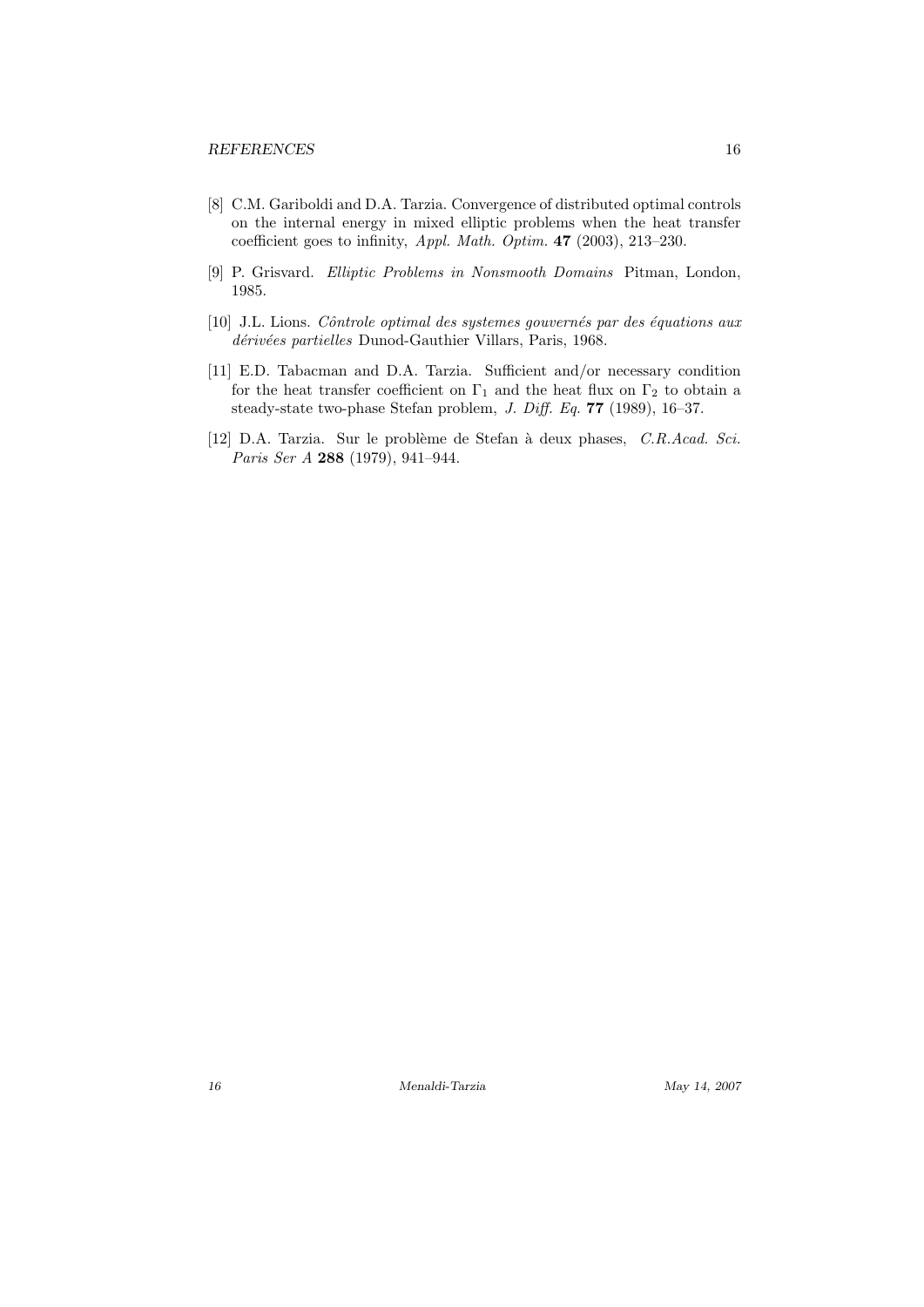[8] C.M. Gariboldi and D.A. Tarzia. Convergence of distributed optimal controls on the internal energy in mixed elliptic problems when the heat transfer coefficient goes to infinity, *Appl. Math. Optim.* **47** (2003), 213–230.

[9] P. Grisvard. *Elliptic Problems in Nonsmooth Domains* Pitman, London, 1985.

[10] J.L. Lions. *Côntrole optimal des systemes gouvernés par des équations aux dérivées partielles* Dunod-Gauthier Villars, Paris, 1968.

[11] E.D. Tabacman and D.A. Tarzia. Sufficient and/or necessary condition for the heat transfer coefficient on $\Gamma_1$ and the heat flux on $\Gamma_2$ to obtain a steady-state two-phase Stefan problem, *J. Diff. Eq.* **77** (1989), 16–37.

[12] D.A. Tarzia. Sur le problème de Stefan à deux phases, *C.R.Acad. Sci. Paris Ser A* **288** (1979), 941–944.